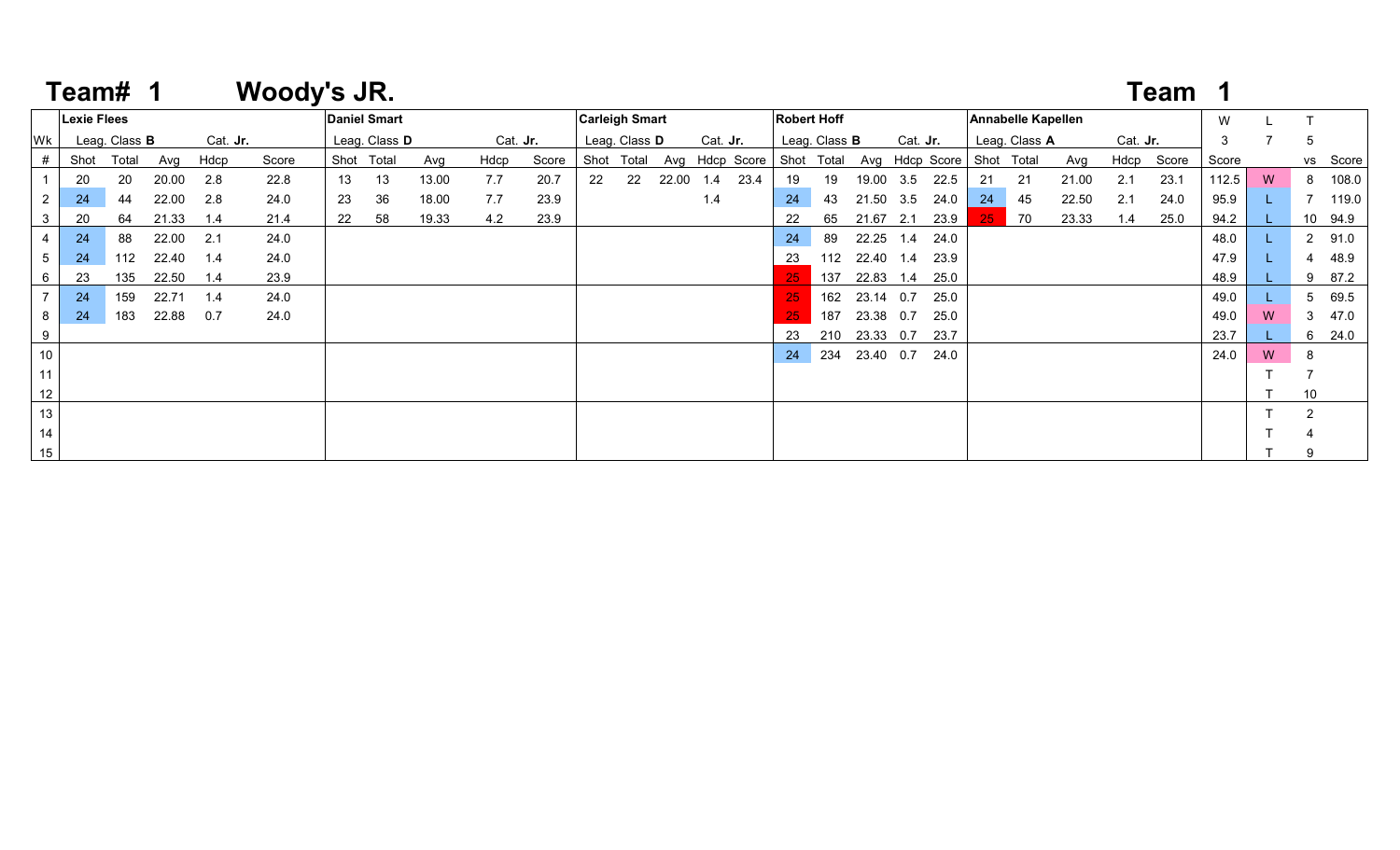# Team# 1 Woody's JR.

## Team 1

| Wk | Lexie Flees | | | | | Daniel Smart | | | | | Carleigh Smart | | | | | Robert Hoff | | | | | Annabelle Kapellen | | | | | W | L | T | |
|---|---|---|---|---|---|---|---|---|---|---|---|---|---|---|---|---|---|---|---|---|---|---|---|---|---|---|---|---|---|
| | Leag. Class **B** | | | Cat. **Jr.** | | Leag. Class **D** | | | Cat. **Jr.** | | Leag. Class **D** | | | Cat. **Jr.** | | Leag. Class **B** | | | Cat. **Jr.** | | Leag. Class **A** | | | Cat. **Jr.** | | 3 | 7 | 5 | |
| # | Shot | Total | Avg | Hdcp | Score | Shot | Total | Avg | Hdcp | Score | Shot | Total | Avg | Hdcp | Score | Shot | Total | Avg | Hdcp | Score | Shot | Total | Avg | Hdcp | Score | Score | | vs | Score |
| 1 | 20 | 20 | 20.00 | 2.8 | 22.8 | 13 | 13 | 13.00 | 7.7 | 20.7 | 22 | 22 | 22.00 | 1.4 | 23.4 | 19 | 19 | 19.00 | 3.5 | 22.5 | 21 | 21 | 21.00 | 2.1 | 23.1 | 112.5 | W | 8 | 108.0 |
| 2 | 24 | 44 | 22.00 | 2.8 | 24.0 | 23 | 36 | 18.00 | 7.7 | 23.9 | | | | 1.4 | | 24 | 43 | 21.50 | 3.5 | 24.0 | 24 | 45 | 22.50 | 2.1 | 24.0 | 95.9 | L | 7 | 119.0 |
| 3 | 20 | 64 | 21.33 | 1.4 | 21.4 | 22 | 58 | 19.33 | 4.2 | 23.9 | | | | | | 22 | 65 | 21.67 | 2.1 | 23.9 | 25 | 70 | 23.33 | 1.4 | 25.0 | 94.2 | L | 10 | 94.9 |
| 4 | 24 | 88 | 22.00 | 2.1 | 24.0 | | | | | | | | | | | 24 | 89 | 22.25 | 1.4 | 24.0 | | | | | | 48.0 | L | 2 | 91.0 |
| 5 | 24 | 112 | 22.40 | 1.4 | 24.0 | | | | | | | | | | | 23 | 112 | 22.40 | 1.4 | 23.9 | | | | | | 47.9 | L | 4 | 48.9 |
| 6 | 23 | 135 | 22.50 | 1.4 | 23.9 | | | | | | | | | | | 25 | 137 | 22.83 | 1.4 | 25.0 | | | | | | 48.9 | L | 9 | 87.2 |
| 7 | 24 | 159 | 22.71 | 1.4 | 24.0 | | | | | | | | | | | 25 | 162 | 23.14 | 0.7 | 25.0 | | | | | | 49.0 | L | 5 | 69.5 |
| 8 | 24 | 183 | 22.88 | 0.7 | 24.0 | | | | | | | | | | | 25 | 187 | 23.38 | 0.7 | 25.0 | | | | | | 49.0 | W | 3 | 47.0 |
| 9 | | | | | | | | | | | | | | | | 23 | 210 | 23.33 | 0.7 | 23.7 | | | | | | 23.7 | L | 6 | 24.0 |
| 10 | | | | | | | | | | | | | | | | 24 | 234 | 23.40 | 0.7 | 24.0 | | | | | | 24.0 | W | 8 | |
| 11 | | | | | | | | | | | | | | | | | | | | | | | | | | | T | 7 | |
| 12 | | | | | | | | | | | | | | | | | | | | | | | | | | | T | 10 | |
| 13 | | | | | | | | | | | | | | | | | | | | | | | | | | | T | 2 | |
| 14 | | | | | | | | | | | | | | | | | | | | | | | | | | | T | 4 | |
| 15 | | | | | | | | | | | | | | | | | | | | | | | | | | | T | 9 | |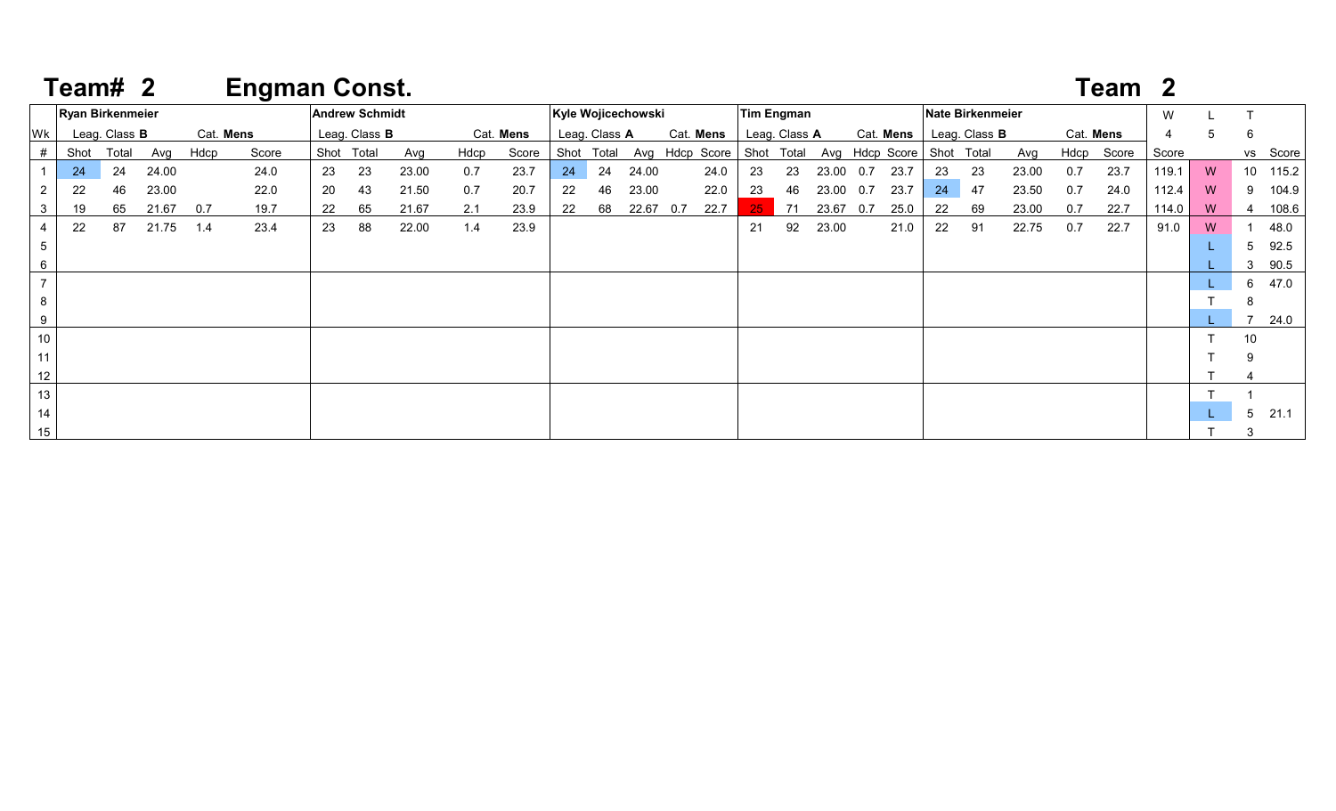# Team# 2 Engman Const.

## Team 2

| Wk | Ryan Birkenmeier | | | | | Andrew Schmidt | | | | | Kyle Wojicechowski | | | | | Tim Engman | | | | | Nate Birkenmeier | | | | | W | L | T | |
|---|---|---|---|---|---|---|---|---|---|---|---|---|---|---|---|---|---|---|---|---|---|---|---|---|---|---|---|---|---|
| | Leag. Class **B** | | | Cat. **Mens** | | Leag. Class **B** | | | Cat. **Mens** | | Leag. Class **A** | | | Cat. **Mens** | | Leag. Class **A** | | | Cat. **Mens** | | Leag. Class **B** | | | Cat. **Mens** | | 4 | 5 | 6 | |
| # | Shot | Total | Avg | Hdcp | Score | Shot | Total | Avg | Hdcp | Score | Shot | Total | Avg | Hdcp | Score | Shot | Total | Avg | Hdcp | Score | Shot | Total | Avg | Hdcp | Score | Score | | vs | Score |
| 1 | 24 | 24 | 24.00 | | 24.0 | 23 | 23 | 23.00 | 0.7 | 23.7 | 24 | 24 | 24.00 | | 24.0 | 23 | 23 | 23.00 | 0.7 | 23.7 | 23 | 23 | 23.00 | 0.7 | 23.7 | 119.1 | W | 10 | 115.2 |
| 2 | 22 | 46 | 23.00 | | 22.0 | 20 | 43 | 21.50 | 0.7 | 20.7 | 22 | 46 | 23.00 | | 22.0 | 23 | 46 | 23.00 | 0.7 | 23.7 | 24 | 47 | 23.50 | 0.7 | 24.0 | 112.4 | W | 9 | 104.9 |
| 3 | 19 | 65 | 21.67 | 0.7 | 19.7 | 22 | 65 | 21.67 | 2.1 | 23.9 | 22 | 68 | 22.67 | 0.7 | 22.7 | 25 | 71 | 23.67 | 0.7 | 25.0 | 22 | 69 | 23.00 | 0.7 | 22.7 | 114.0 | W | 4 | 108.6 |
| 4 | 22 | 87 | 21.75 | 1.4 | 23.4 | 23 | 88 | 22.00 | 1.4 | 23.9 | | | | | | 21 | 92 | 23.00 | | 21.0 | 22 | 91 | 22.75 | 0.7 | 22.7 | 91.0 | W | 1 | 48.0 |
| 5 | | | | | | | | | | | | | | | | | | | | | | | | | | | L | 5 | 92.5 |
| 6 | | | | | | | | | | | | | | | | | | | | | | | | | | | L | 3 | 90.5 |
| 7 | | | | | | | | | | | | | | | | | | | | | | | | | | | L | 6 | 47.0 |
| 8 | | | | | | | | | | | | | | | | | | | | | | | | | | | T | 8 | |
| 9 | | | | | | | | | | | | | | | | | | | | | | | | | | | L | 7 | 24.0 |
| 10 | | | | | | | | | | | | | | | | | | | | | | | | | | | T | 10 | |
| 11 | | | | | | | | | | | | | | | | | | | | | | | | | | | T | 9 | |
| 12 | | | | | | | | | | | | | | | | | | | | | | | | | | | T | 4 | |
| 13 | | | | | | | | | | | | | | | | | | | | | | | | | | | T | 1 | |
| 14 | | | | | | | | | | | | | | | | | | | | | | | | | | | L | 5 | 21.1 |
| 15 | | | | | | | | | | | | | | | | | | | | | | | | | | | T | 3 | |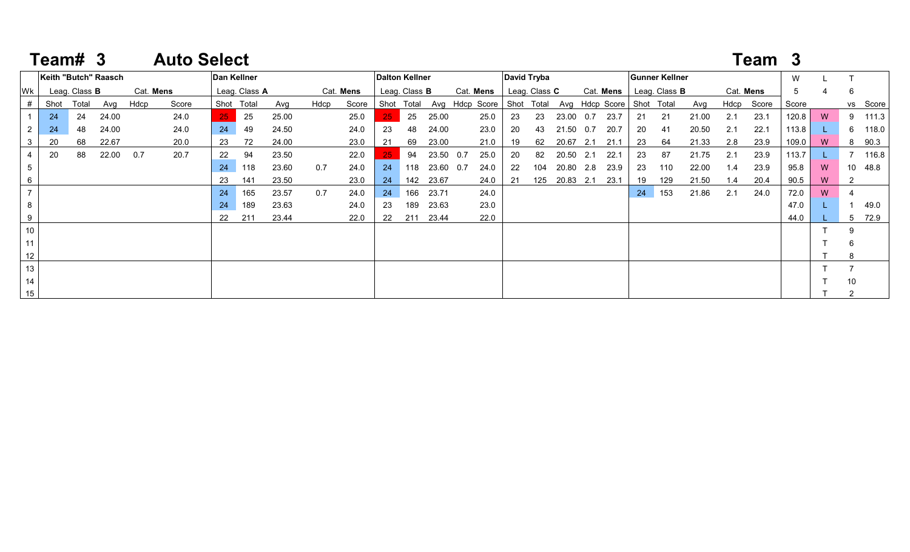# Team# 3 Auto Select

## Team 3

| Wk | Keith "Butch" Raasch | | | | | Dan Kellner | | | | | Dalton Kellner | | | | | David Tryba | | | | | Gunner Kellner | | | | | W | L | T | |
|---|---|---|---|---|---|---|---|---|---|---|---|---|---|---|---|---|---|---|---|---|---|---|---|---|---|---|---|---|---|
| | Leag. Class **B** | | | Cat. **Mens** | | Leag. Class **A** | | | Cat. **Mens** | | Leag. Class **B** | | | Cat. **Mens** | | Leag. Class **C** | | | Cat. **Mens** | | Leag. Class **B** | | | Cat. **Mens** | | 5 | 4 | 6 | |
| # | Shot | Total | Avg | Hdcp | Score | Shot | Total | Avg | Hdcp | Score | Shot | Total | Avg | Hdcp | Score | Shot | Total | Avg | Hdcp | Score | Shot | Total | Avg | Hdcp | Score | Score | | vs | Score |
| 1 | 24 | 24 | 24.00 | | 24.0 | 25 | 25 | 25.00 | | 25.0 | 25 | 25 | 25.00 | | 25.0 | 23 | 23 | 23.00 | 0.7 | 23.7 | 21 | 21 | 21.00 | 2.1 | 23.1 | 120.8 | W | 9 | 111.3 |
| 2 | 24 | 48 | 24.00 | | 24.0 | 24 | 49 | 24.50 | | 24.0 | 23 | 48 | 24.00 | | 23.0 | 20 | 43 | 21.50 | 0.7 | 20.7 | 20 | 41 | 20.50 | 2.1 | 22.1 | 113.8 | L | 6 | 118.0 |
| 3 | 20 | 68 | 22.67 | | 20.0 | 23 | 72 | 24.00 | | 23.0 | 21 | 69 | 23.00 | | 21.0 | 19 | 62 | 20.67 | 2.1 | 21.1 | 23 | 64 | 21.33 | 2.8 | 23.9 | 109.0 | W | 8 | 90.3 |
| 4 | 20 | 88 | 22.00 | 0.7 | 20.7 | 22 | 94 | 23.50 | | 22.0 | 25 | 94 | 23.50 | 0.7 | 25.0 | 20 | 82 | 20.50 | 2.1 | 22.1 | 23 | 87 | 21.75 | 2.1 | 23.9 | 113.7 | L | 7 | 116.8 |
| 5 | | | | | | 24 | 118 | 23.60 | 0.7 | 24.0 | 24 | 118 | 23.60 | 0.7 | 24.0 | 22 | 104 | 20.80 | 2.8 | 23.9 | 23 | 110 | 22.00 | 1.4 | 23.9 | 95.8 | W | 10 | 48.8 |
| 6 | | | | | | 23 | 141 | 23.50 | | 23.0 | 24 | 142 | 23.67 | | 24.0 | 21 | 125 | 20.83 | 2.1 | 23.1 | 19 | 129 | 21.50 | 1.4 | 20.4 | 90.5 | W | 2 | |
| 7 | | | | | | 24 | 165 | 23.57 | 0.7 | 24.0 | 24 | 166 | 23.71 | | 24.0 | | | | | | 24 | 153 | 21.86 | 2.1 | 24.0 | 72.0 | W | 4 | |
| 8 | | | | | | 24 | 189 | 23.63 | | 24.0 | 23 | 189 | 23.63 | | 23.0 | | | | | | | | | | | 47.0 | L | 1 | 49.0 |
| 9 | | | | | | 22 | 211 | 23.44 | | 22.0 | 22 | 211 | 23.44 | | 22.0 | | | | | | | | | | | 44.0 | L | 5 | 72.9 |
| 10 | | | | | | | | | | | | | | | | | | | | | | | | | | | T | 9 | |
| 11 | | | | | | | | | | | | | | | | | | | | | | | | | | | T | 6 | |
| 12 | | | | | | | | | | | | | | | | | | | | | | | | | | | T | 8 | |
| 13 | | | | | | | | | | | | | | | | | | | | | | | | | | | T | 7 | |
| 14 | | | | | | | | | | | | | | | | | | | | | | | | | | | T | 10 | |
| 15 | | | | | | | | | | | | | | | | | | | | | | | | | | | T | 2 | |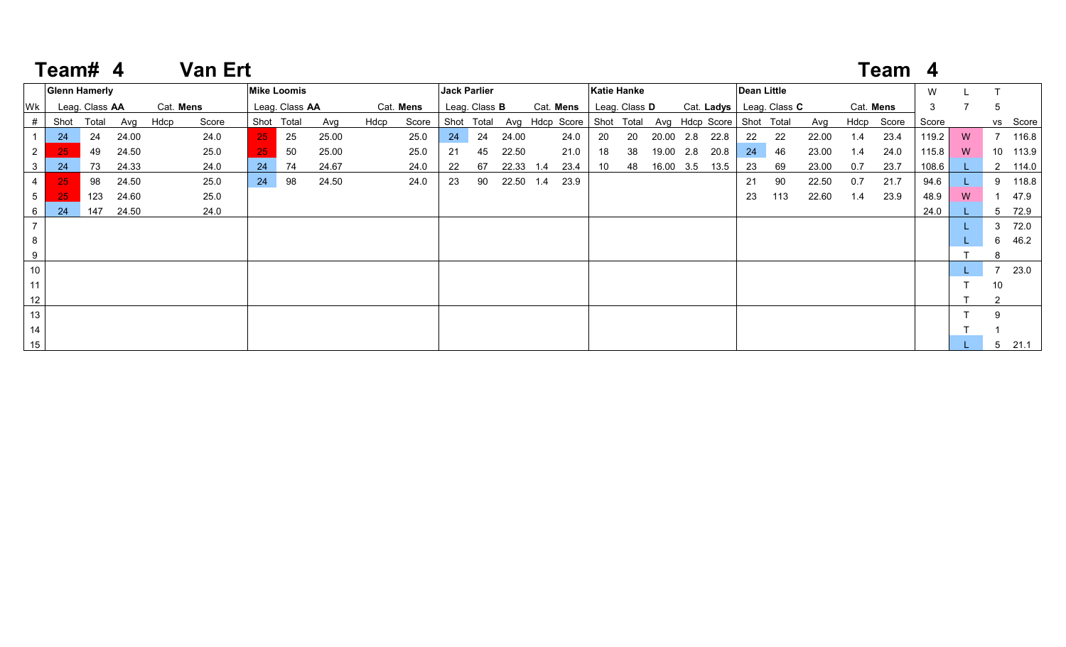# Team# 4 Van Ert

## Team 4

| Wk | Glenn Hamerly | | | | | Mike Loomis | | | | | Jack Parlier | | | | | Katie Hanke | | | | | Dean Little | | | | | W | L | T | |
|---|---|---|---|---|---|---|---|---|---|---|---|---|---|---|---|---|---|---|---|---|---|---|---|---|---|---|---|---|---|
| | Leag. Class **AA** | | Cat. **Mens** | | | Leag. Class **AA** | | | Cat. **Mens** | | Leag. Class **B** | | | Cat. **Mens** | | Leag. Class **D** | | | Cat. **Ladys** | | Leag. Class **C** | | | Cat. **Mens** | | 3 | 7 | 5 | |
| # | Shot | Total | Avg | Hdcp | Score | Shot | Total | Avg | Hdcp | Score | Shot | Total | Avg | Hdcp | Score | Shot | Total | Avg | Hdcp | Score | Shot | Total | Avg | Hdcp | Score | Score | | vs | Score |
| 1 | 24 | 24 | 24.00 | | 24.0 | 25 | 25 | 25.00 | | 25.0 | 24 | 24 | 24.00 | | 24.0 | 20 | 20 | 20.00 | 2.8 | 22.8 | 22 | 22 | 22.00 | 1.4 | 23.4 | 119.2 | W | 7 | 116.8 |
| 2 | 25 | 49 | 24.50 | | 25.0 | 25 | 50 | 25.00 | | 25.0 | 21 | 45 | 22.50 | | 21.0 | 18 | 38 | 19.00 | 2.8 | 20.8 | 24 | 46 | 23.00 | 1.4 | 24.0 | 115.8 | W | 10 | 113.9 |
| 3 | 24 | 73 | 24.33 | | 24.0 | 24 | 74 | 24.67 | | 24.0 | 22 | 67 | 22.33 | 1.4 | 23.4 | 10 | 48 | 16.00 | 3.5 | 13.5 | 23 | 69 | 23.00 | 0.7 | 23.7 | 108.6 | L | 2 | 114.0 |
| 4 | 25 | 98 | 24.50 | | 25.0 | 24 | 98 | 24.50 | | 24.0 | 23 | 90 | 22.50 | 1.4 | 23.9 | | | | | | 21 | 90 | 22.50 | 0.7 | 21.7 | 94.6 | L | 9 | 118.8 |
| 5 | 25 | 123 | 24.60 | | 25.0 | | | | | | | | | | | | | | | | 23 | 113 | 22.60 | 1.4 | 23.9 | 48.9 | W | 1 | 47.9 |
| 6 | 24 | 147 | 24.50 | | 24.0 | | | | | | | | | | | | | | | | | | | | | 24.0 | L | 5 | 72.9 |
| 7 | | | | | | | | | | | | | | | | | | | | | | | | | | | L | 3 | 72.0 |
| 8 | | | | | | | | | | | | | | | | | | | | | | | | | | | L | 6 | 46.2 |
| 9 | | | | | | | | | | | | | | | | | | | | | | | | | | | T | 8 | |
| 10 | | | | | | | | | | | | | | | | | | | | | | | | | | | L | 7 | 23.0 |
| 11 | | | | | | | | | | | | | | | | | | | | | | | | | | | T | 10 | |
| 12 | | | | | | | | | | | | | | | | | | | | | | | | | | | T | 2 | |
| 13 | | | | | | | | | | | | | | | | | | | | | | | | | | | T | 9 | |
| 14 | | | | | | | | | | | | | | | | | | | | | | | | | | | T | 1 | |
| 15 | | | | | | | | | | | | | | | | | | | | | | | | | | | L | 5 | 21.1 |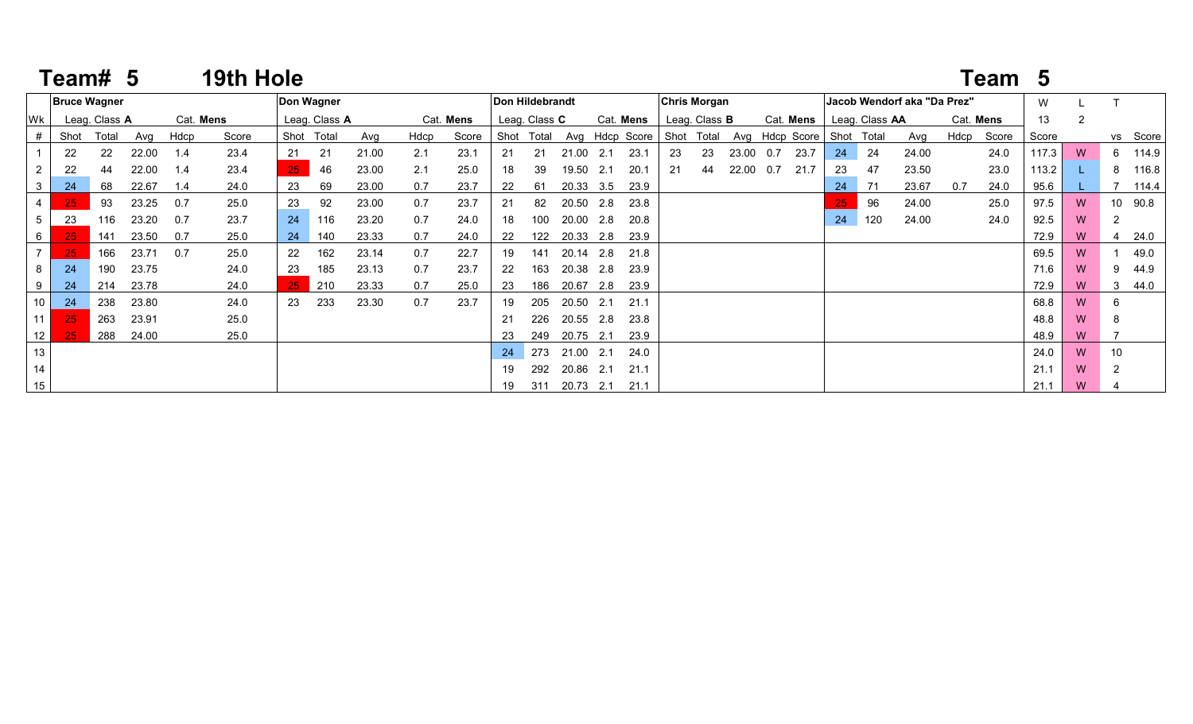# Team# 5 19th Hole

## Team 5

| Wk | Bruce Wagner | | | | | Don Wagner | | | | | Don Hildebrandt | | | | | Chris Morgan | | | | | Jacob Wendorf aka "Da Prez" | | | | | W | L | T | |
|---|---|---|---|---|---|---|---|---|---|---|---|---|---|---|---|---|---|---|---|---|---|---|---|---|---|---|---|---|---|
| | Leag. Class **A** | | | Cat. **Mens** | | Leag. Class **A** | | | Cat. **Mens** | | Leag. Class **C** | | | Cat. **Mens** | | Leag. Class **B** | | | Cat. **Mens** | | Leag. Class **AA** | | | Cat. **Mens** | | 13 | 2 | | |
| # | Shot | Total | Avg | Hdcp | Score | Shot | Total | Avg | Hdcp | Score | Shot | Total | Avg | Hdcp | Score | Shot | Total | Avg | Hdcp | Score | Shot | Total | Avg | Hdcp | Score | Score | | vs | Score |
| 1 | 22 | 22 | 22.00 | 1.4 | 23.4 | 21 | 21 | 21.00 | 2.1 | 23.1 | 21 | 21 | 21.00 | 2.1 | 23.1 | 23 | 23 | 23.00 | 0.7 | 23.7 | 24 | 24 | 24.00 | | 24.0 | 117.3 | W | 6 | 114.9 |
| 2 | 22 | 44 | 22.00 | 1.4 | 23.4 | 25 | 46 | 23.00 | 2.1 | 25.0 | 18 | 39 | 19.50 | 2.1 | 20.1 | 21 | 44 | 22.00 | 0.7 | 21.7 | 23 | 47 | 23.50 | | 23.0 | 113.2 | L | 8 | 116.8 |
| 3 | 24 | 68 | 22.67 | 1.4 | 24.0 | 23 | 69 | 23.00 | 0.7 | 23.7 | 22 | 61 | 20.33 | 3.5 | 23.9 | | | | | | 24 | 71 | 23.67 | 0.7 | 24.0 | 95.6 | L | 7 | 114.4 |
| 4 | 25 | 93 | 23.25 | 0.7 | 25.0 | 23 | 92 | 23.00 | 0.7 | 23.7 | 21 | 82 | 20.50 | 2.8 | 23.8 | | | | | | 25 | 96 | 24.00 | | 25.0 | 97.5 | W | 10 | 90.8 |
| 5 | 23 | 116 | 23.20 | 0.7 | 23.7 | 24 | 116 | 23.20 | 0.7 | 24.0 | 18 | 100 | 20.00 | 2.8 | 20.8 | | | | | | 24 | 120 | 24.00 | | 24.0 | 92.5 | W | 2 | |
| 6 | 25 | 141 | 23.50 | 0.7 | 25.0 | 24 | 140 | 23.33 | 0.7 | 24.0 | 22 | 122 | 20.33 | 2.8 | 23.9 | | | | | | | | | | | 72.9 | W | 4 | 24.0 |
| 7 | 25 | 166 | 23.71 | 0.7 | 25.0 | 22 | 162 | 23.14 | 0.7 | 22.7 | 19 | 141 | 20.14 | 2.8 | 21.8 | | | | | | | | | | | 69.5 | W | 1 | 49.0 |
| 8 | 24 | 190 | 23.75 | | 24.0 | 23 | 185 | 23.13 | 0.7 | 23.7 | 22 | 163 | 20.38 | 2.8 | 23.9 | | | | | | | | | | | 71.6 | W | 9 | 44.9 |
| 9 | 24 | 214 | 23.78 | | 24.0 | 25 | 210 | 23.33 | 0.7 | 25.0 | 23 | 186 | 20.67 | 2.8 | 23.9 | | | | | | | | | | | 72.9 | W | 3 | 44.0 |
| 10 | 24 | 238 | 23.80 | | 24.0 | 23 | 233 | 23.30 | 0.7 | 23.7 | 19 | 205 | 20.50 | 2.1 | 21.1 | | | | | | | | | | | 68.8 | W | 6 | |
| 11 | 25 | 263 | 23.91 | | 25.0 | | | | | | 21 | 226 | 20.55 | 2.8 | 23.8 | | | | | | | | | | | 48.8 | W | 8 | |
| 12 | 25 | 288 | 24.00 | | 25.0 | | | | | | 23 | 249 | 20.75 | 2.1 | 23.9 | | | | | | | | | | | 48.9 | W | 7 | |
| 13 | | | | | | | | | | | 24 | 273 | 21.00 | 2.1 | 24.0 | | | | | | | | | | | 24.0 | W | 10 | |
| 14 | | | | | | | | | | | 19 | 292 | 20.86 | 2.1 | 21.1 | | | | | | | | | | | 21.1 | W | 2 | |
| 15 | | | | | | | | | | | 19 | 311 | 20.73 | 2.1 | 21.1 | | | | | | | | | | | 21.1 | W | 4 | |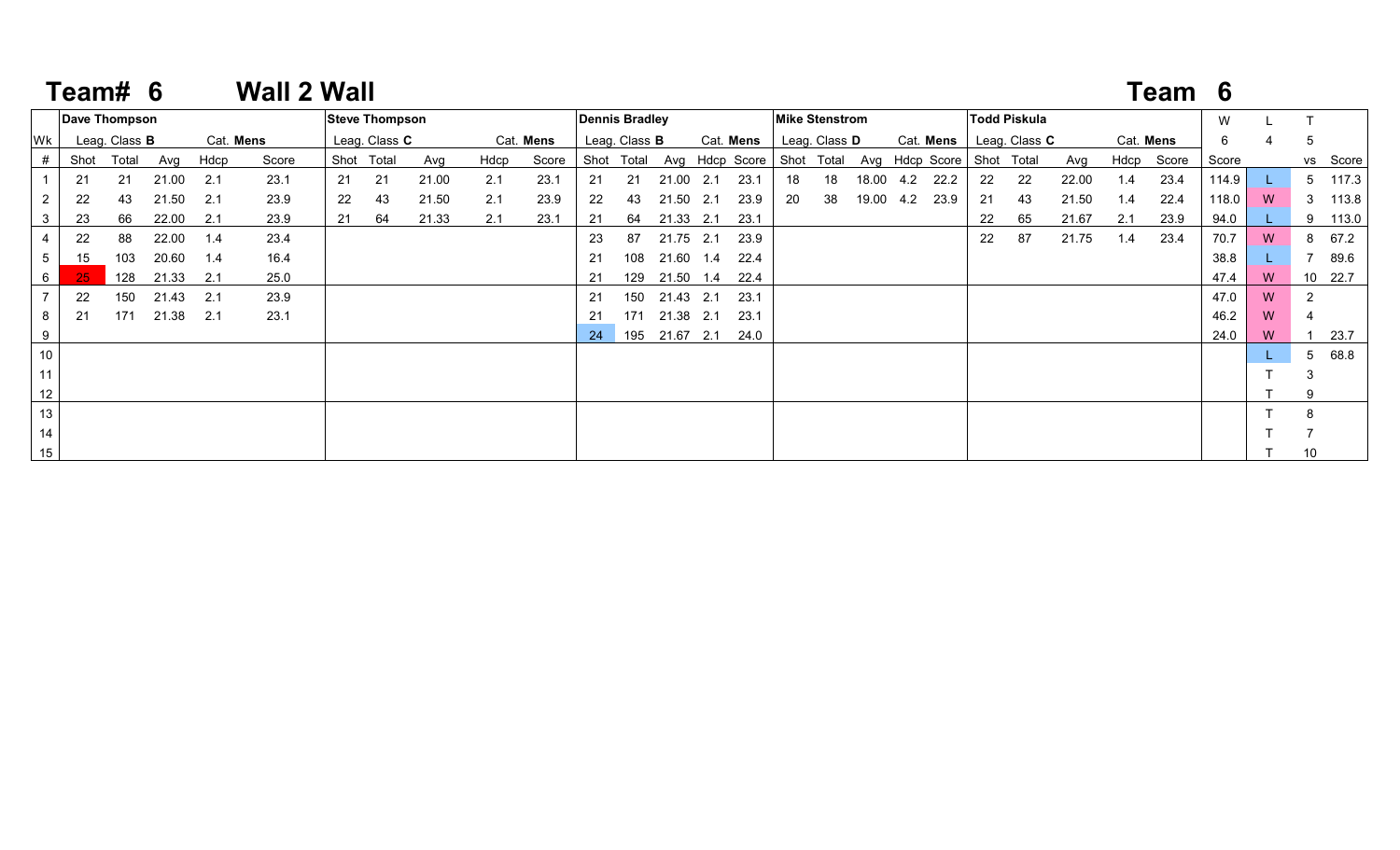# Team# 6 Wall 2 Wall

**Team 6**

| Wk | Dave Thompson | | | | | Steve Thompson | | | | | Dennis Bradley | | | | | Mike Stenstrom | | | | | Todd Piskula | | | | | W | L | T | |
|---|---|---|---|---|---|---|---|---|---|---|---|---|---|---|---|---|---|---|---|---|---|---|---|---|---|---|---|---|---|
| | Leag. Class **B** | | | Cat. **Mens** | | Leag. Class **C** | | | Cat. **Mens** | | Leag. Class **B** | | | Cat. **Mens** | | Leag. Class **D** | | | Cat. **Mens** | | Leag. Class **C** | | | Cat. **Mens** | | 6 | 4 | 5 | |
| # | Shot | Total | Avg | Hdcp | Score | Shot | Total | Avg | Hdcp | Score | Shot | Total | Avg | Hdcp | Score | Shot | Total | Avg | Hdcp | Score | Shot | Total | Avg | Hdcp | Score | Score | | vs | Score |
| 1 | 21 | 21 | 21.00 | 2.1 | 23.1 | 21 | 21 | 21.00 | 2.1 | 23.1 | 21 | 21 | 21.00 | 2.1 | 23.1 | 18 | 18 | 18.00 | 4.2 | 22.2 | 22 | 22 | 22.00 | 1.4 | 23.4 | 114.9 | L | 5 | 117.3 |
| 2 | 22 | 43 | 21.50 | 2.1 | 23.9 | 22 | 43 | 21.50 | 2.1 | 23.9 | 22 | 43 | 21.50 | 2.1 | 23.9 | 20 | 38 | 19.00 | 4.2 | 23.9 | 21 | 43 | 21.50 | 1.4 | 22.4 | 118.0 | W | 3 | 113.8 |
| 3 | 23 | 66 | 22.00 | 2.1 | 23.9 | 21 | 64 | 21.33 | 2.1 | 23.1 | 21 | 64 | 21.33 | 2.1 | 23.1 | | | | | | 22 | 65 | 21.67 | 2.1 | 23.9 | 94.0 | L | 9 | 113.0 |
| 4 | 22 | 88 | 22.00 | 1.4 | 23.4 | | | | | | 23 | 87 | 21.75 | 2.1 | 23.9 | | | | | | 22 | 87 | 21.75 | 1.4 | 23.4 | 70.7 | W | 8 | 67.2 |
| 5 | 15 | 103 | 20.60 | 1.4 | 16.4 | | | | | | 21 | 108 | 21.60 | 1.4 | 22.4 | | | | | | | | | | | 38.8 | L | 7 | 89.6 |
| 6 | 25 | 128 | 21.33 | 2.1 | 25.0 | | | | | | 21 | 129 | 21.50 | 1.4 | 22.4 | | | | | | | | | | | 47.4 | W | 10 | 22.7 |
| 7 | 22 | 150 | 21.43 | 2.1 | 23.9 | | | | | | 21 | 150 | 21.43 | 2.1 | 23.1 | | | | | | | | | | | 47.0 | W | 2 | |
| 8 | 21 | 171 | 21.38 | 2.1 | 23.1 | | | | | | 21 | 171 | 21.38 | 2.1 | 23.1 | | | | | | | | | | | 46.2 | W | 4 | |
| 9 | | | | | | | | | | | 24 | 195 | 21.67 | 2.1 | 24.0 | | | | | | | | | | | 24.0 | W | 1 | 23.7 |
| 10 | | | | | | | | | | | | | | | | | | | | | | | | | | | L | 5 | 68.8 |
| 11 | | | | | | | | | | | | | | | | | | | | | | | | | | | T | 3 | |
| 12 | | | | | | | | | | | | | | | | | | | | | | | | | | | T | 9 | |
| 13 | | | | | | | | | | | | | | | | | | | | | | | | | | | T | 8 | |
| 14 | | | | | | | | | | | | | | | | | | | | | | | | | | | T | 7 | |
| 15 | | | | | | | | | | | | | | | | | | | | | | | | | | | T | 10 | |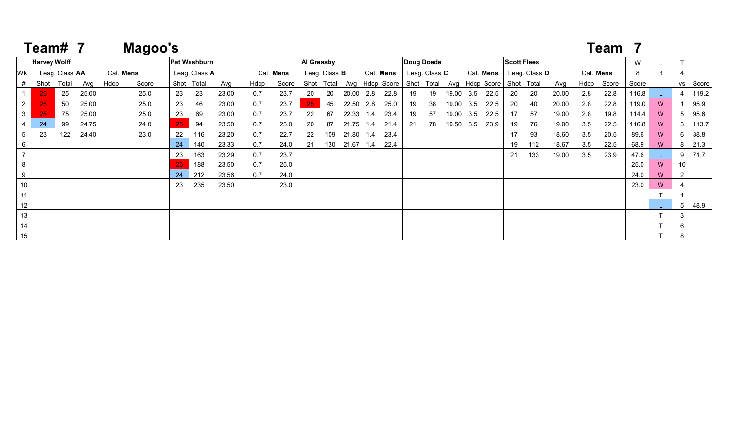# Team# 7 Magoo's

## Team 7

| Wk | Harvey Wolff | | | | | Pat Washburn | | | | | Al Greasby | | | | | Doug Doede | | | | | Scott Flees | | | | | W | L | T | |
|---|---|---|---|---|---|---|---|---|---|---|---|---|---|---|---|---|---|---|---|---|---|---|---|---|---|---|---|---|---|
| | Leag. Class **AA** | | | Cat. **Mens** | | Leag. Class **A** | | | Cat. **Mens** | | Leag. Class **B** | | | Cat. **Mens** | | Leag. Class **C** | | | Cat. **Mens** | | Leag. Class **D** | | | Cat. **Mens** | | 8 | 3 | 4 | |
| # | Shot | Total | Avg | Hdcp | Score | Shot | Total | Avg | Hdcp | Score | Shot | Total | Avg | Hdcp | Score | Shot | Total | Avg | Hdcp | Score | Shot | Total | Avg | Hdcp | Score | Score | | vs | Score |
| 1 | 25 | 25 | 25.00 | | 25.0 | 23 | 23 | 23.00 | 0.7 | 23.7 | 20 | 20 | 20.00 | 2.8 | 22.8 | 19 | 19 | 19.00 | 3.5 | 22.5 | 20 | 20 | 20.00 | 2.8 | 22.8 | 116.8 | L | 4 | 119.2 |
| 2 | 25 | 50 | 25.00 | | 25.0 | 23 | 46 | 23.00 | 0.7 | 23.7 | 25 | 45 | 22.50 | 2.8 | 25.0 | 19 | 38 | 19.00 | 3.5 | 22.5 | 20 | 40 | 20.00 | 2.8 | 22.8 | 119.0 | W | 1 | 95.9 |
| 3 | 25 | 75 | 25.00 | | 25.0 | 23 | 69 | 23.00 | 0.7 | 23.7 | 22 | 67 | 22.33 | 1.4 | 23.4 | 19 | 57 | 19.00 | 3.5 | 22.5 | 17 | 57 | 19.00 | 2.8 | 19.8 | 114.4 | W | 5 | 95.6 |
| 4 | 24 | 99 | 24.75 | | 24.0 | 25 | 94 | 23.50 | 0.7 | 25.0 | 20 | 87 | 21.75 | 1.4 | 21.4 | 21 | 78 | 19.50 | 3.5 | 23.9 | 19 | 76 | 19.00 | 3.5 | 22.5 | 116.8 | W | 3 | 113.7 |
| 5 | 23 | 122 | 24.40 | | 23.0 | 22 | 116 | 23.20 | 0.7 | 22.7 | 22 | 109 | 21.80 | 1.4 | 23.4 | | | | | | 17 | 93 | 18.60 | 3.5 | 20.5 | 89.6 | W | 6 | 38.8 |
| 6 | | | | | | 24 | 140 | 23.33 | 0.7 | 24.0 | 21 | 130 | 21.67 | 1.4 | 22.4 | | | | | | 19 | 112 | 18.67 | 3.5 | 22.5 | 68.9 | W | 8 | 21.3 |
| 7 | | | | | | 23 | 163 | 23.29 | 0.7 | 23.7 | | | | | | | | | | | 21 | 133 | 19.00 | 3.5 | 23.9 | 47.6 | L | 9 | 71.7 |
| 8 | | | | | | 25 | 188 | 23.50 | 0.7 | 25.0 | | | | | | | | | | | | | | | | 25.0 | W | 10 | |
| 9 | | | | | | 24 | 212 | 23.56 | 0.7 | 24.0 | | | | | | | | | | | | | | | | 24.0 | W | 2 | |
| 10 | | | | | | 23 | 235 | 23.50 | | 23.0 | | | | | | | | | | | | | | | | 23.0 | W | 4 | |
| 11 | | | | | | | | | | | | | | | | | | | | | | | | | | | T | 1 | |
| 12 | | | | | | | | | | | | | | | | | | | | | | | | | | | L | 5 | 48.9 |
| 13 | | | | | | | | | | | | | | | | | | | | | | | | | | | T | 3 | |
| 14 | | | | | | | | | | | | | | | | | | | | | | | | | | | T | 6 | |
| 15 | | | | | | | | | | | | | | | | | | | | | | | | | | | T | 8 | |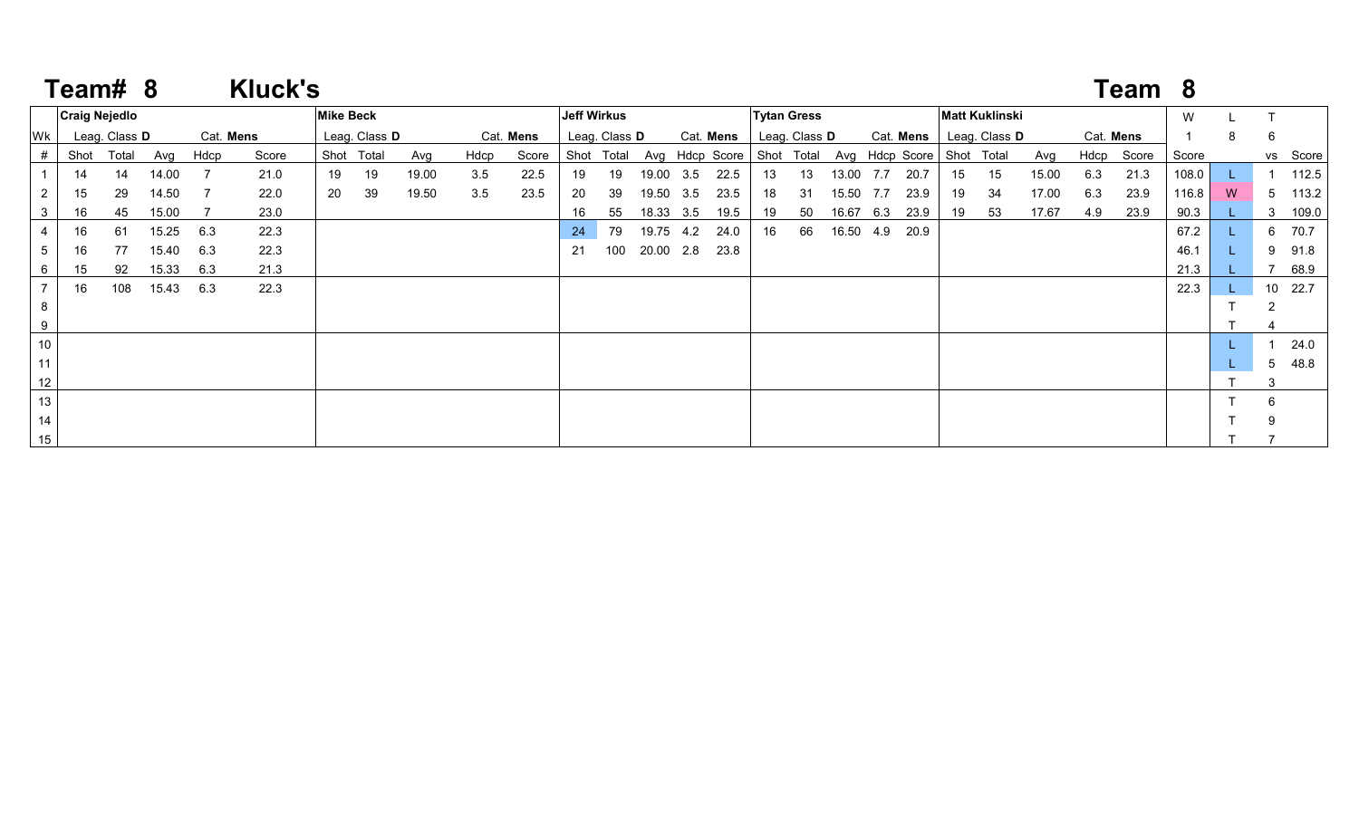## Team# 8 Kluck's

## Team 8

| Wk | Craig Nejedlo | | | | | Mike Beck | | | | | Jeff Wirkus | | | | | Tytan Gress | | | | | Matt Kuklinski | | | | | W | L | T | |
|---|---|---|---|---|---|---|---|---|---|---|---|---|---|---|---|---|---|---|---|---|---|---|---|---|---|---|---|---|---|
| | Leag. Class D | | | Cat. Mens | | Leag. Class D | | | | Cat. Mens | Leag. Class D | | | Cat. Mens | | Leag. Class D | | | Cat. Mens | | Leag. Class D | | | | Cat. Mens | 1 | 8 | 6 | |
| # | Shot | Total | Avg | Hdcp | Score | Shot | Total | Avg | Hdcp | Score | Shot | Total | Avg | Hdcp | Score | Shot | Total | Avg | Hdcp | Score | Shot | Total | Avg | Hdcp | Score | Score | | vs | Score |
| 1 | 14 | 14 | 14.00 | 7 | 21.0 | 19 | 19 | 19.00 | 3.5 | 22.5 | 19 | 19 | 19.00 | 3.5 | 22.5 | 13 | 13 | 13.00 | 7.7 | 20.7 | 15 | 15 | 15.00 | 6.3 | 21.3 | 108.0 | L | 1 | 112.5 |
| 2 | 15 | 29 | 14.50 | 7 | 22.0 | 20 | 39 | 19.50 | 3.5 | 23.5 | 20 | 39 | 19.50 | 3.5 | 23.5 | 18 | 31 | 15.50 | 7.7 | 23.9 | 19 | 34 | 17.00 | 6.3 | 23.9 | 116.8 | W | 5 | 113.2 |
| 3 | 16 | 45 | 15.00 | 7 | 23.0 | | | | | | 16 | 55 | 18.33 | 3.5 | 19.5 | 19 | 50 | 16.67 | 6.3 | 23.9 | 19 | 53 | 17.67 | 4.9 | 23.9 | 90.3 | L | 3 | 109.0 |
| 4 | 16 | 61 | 15.25 | 6.3 | 22.3 | | | | | | 24 | 79 | 19.75 | 4.2 | 24.0 | 16 | 66 | 16.50 | 4.9 | 20.9 | | | | | | 67.2 | L | 6 | 70.7 |
| 5 | 16 | 77 | 15.40 | 6.3 | 22.3 | | | | | | 21 | 100 | 20.00 | 2.8 | 23.8 | | | | | | | | | | | 46.1 | L | 9 | 91.8 |
| 6 | 15 | 92 | 15.33 | 6.3 | 21.3 | | | | | | | | | | | | | | | | | | | | | 21.3 | L | 7 | 68.9 |
| 7 | 16 | 108 | 15.43 | 6.3 | 22.3 | | | | | | | | | | | | | | | | | | | | | 22.3 | L | 10 | 22.7 |
| 8 | | | | | | | | | | | | | | | | | | | | | | | | | | | T | 2 | |
| 9 | | | | | | | | | | | | | | | | | | | | | | | | | | | T | 4 | |
| 10 | | | | | | | | | | | | | | | | | | | | | | | | | | | L | 1 | 24.0 |
| 11 | | | | | | | | | | | | | | | | | | | | | | | | | | | L | 5 | 48.8 |
| 12 | | | | | | | | | | | | | | | | | | | | | | | | | | | T | 3 | |
| 13 | | | | | | | | | | | | | | | | | | | | | | | | | | | T | 6 | |
| 14 | | | | | | | | | | | | | | | | | | | | | | | | | | | T | 9 | |
| 15 | | | | | | | | | | | | | | | | | | | | | | | | | | | T | 7 | |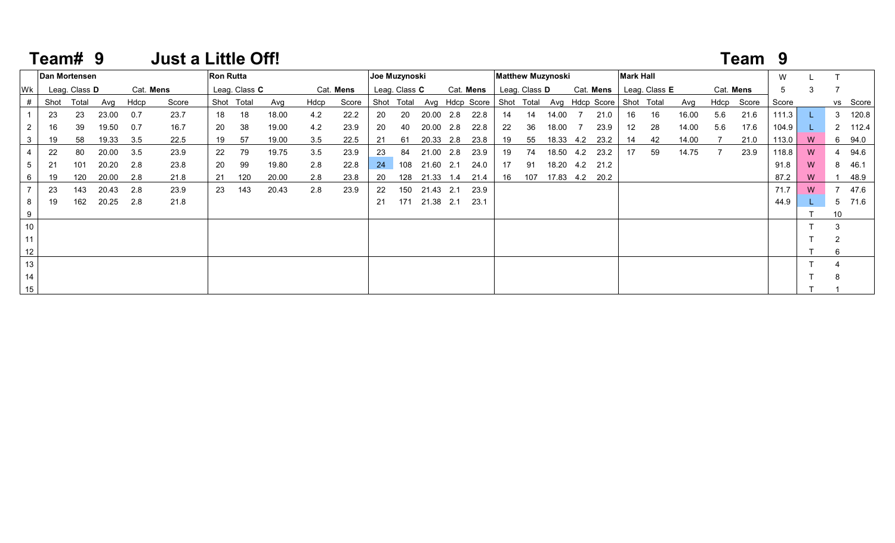# Team# 9 Just a Little Off!

## Team 9

| | Dan Mortensen | | | | | Ron Rutta | | | | | Joe Muzynoski | | | | | Matthew Muzynoski | | | | | Mark Hall | | | | | W | L | T | |
|---|---|---|---|---|---|---|---|---|---|---|---|---|---|---|---|---|---|---|---|---|---|---|---|---|---|---|---|---|---|
| Wk | Leag. Class D | | | Cat. Mens | | Leag. Class C | | | Cat. Mens | | Leag. Class C | | | Cat. Mens | | Leag. Class D | | | Cat. Mens | | Leag. Class E | | | Cat. Mens | | 5 | 3 | 7 | |
| # | Shot | Total | Avg | Hdcp | Score | Shot | Total | Avg | Hdcp | Score | Shot | Total | Avg | Hdcp | Score | Shot | Total | Avg | Hdcp | Score | Shot | Total | Avg | Hdcp | Score | Score | | vs | Score |
| 1 | 23 | 23 | 23.00 | 0.7 | 23.7 | 18 | 18 | 18.00 | 4.2 | 22.2 | 20 | 20 | 20.00 | 2.8 | 22.8 | 14 | 14 | 14.00 | 7 | 21.0 | 16 | 16 | 16.00 | 5.6 | 21.6 | 111.3 | L | 3 | 120.8 |
| 2 | 16 | 39 | 19.50 | 0.7 | 16.7 | 20 | 38 | 19.00 | 4.2 | 23.9 | 20 | 40 | 20.00 | 2.8 | 22.8 | 22 | 36 | 18.00 | 7 | 23.9 | 12 | 28 | 14.00 | 5.6 | 17.6 | 104.9 | L | 2 | 112.4 |
| 3 | 19 | 58 | 19.33 | 3.5 | 22.5 | 19 | 57 | 19.00 | 3.5 | 22.5 | 21 | 61 | 20.33 | 2.8 | 23.8 | 19 | 55 | 18.33 | 4.2 | 23.2 | 14 | 42 | 14.00 | 7 | 21.0 | 113.0 | W | 6 | 94.0 |
| 4 | 22 | 80 | 20.00 | 3.5 | 23.9 | 22 | 79 | 19.75 | 3.5 | 23.9 | 23 | 84 | 21.00 | 2.8 | 23.9 | 19 | 74 | 18.50 | 4.2 | 23.2 | 17 | 59 | 14.75 | 7 | 23.9 | 118.8 | W | 4 | 94.6 |
| 5 | 21 | 101 | 20.20 | 2.8 | 23.8 | 20 | 99 | 19.80 | 2.8 | 22.8 | 24 | 108 | 21.60 | 2.1 | 24.0 | 17 | 91 | 18.20 | 4.2 | 21.2 | | | | | | 91.8 | W | 8 | 46.1 |
| 6 | 19 | 120 | 20.00 | 2.8 | 21.8 | 21 | 120 | 20.00 | 2.8 | 23.8 | 20 | 128 | 21.33 | 1.4 | 21.4 | 16 | 107 | 17.83 | 4.2 | 20.2 | | | | | | 87.2 | W | 1 | 48.9 |
| 7 | 23 | 143 | 20.43 | 2.8 | 23.9 | 23 | 143 | 20.43 | 2.8 | 23.9 | 22 | 150 | 21.43 | 2.1 | 23.9 | | | | | | | | | | | 71.7 | W | 7 | 47.6 |
| 8 | 19 | 162 | 20.25 | 2.8 | 21.8 | | | | | | 21 | 171 | 21.38 | 2.1 | 23.1 | | | | | | | | | | | 44.9 | L | 5 | 71.6 |
| 9 | | | | | | | | | | | | | | | | | | | | | | | | | | | T | 10 | |
| 10 | | | | | | | | | | | | | | | | | | | | | | | | | | | T | 3 | |
| 11 | | | | | | | | | | | | | | | | | | | | | | | | | | | T | 2 | |
| 12 | | | | | | | | | | | | | | | | | | | | | | | | | | | T | 6 | |
| 13 | | | | | | | | | | | | | | | | | | | | | | | | | | | T | 4 | |
| 14 | | | | | | | | | | | | | | | | | | | | | | | | | | | T | 8 | |
| 15 | | | | | | | | | | | | | | | | | | | | | | | | | | | T | 1 | |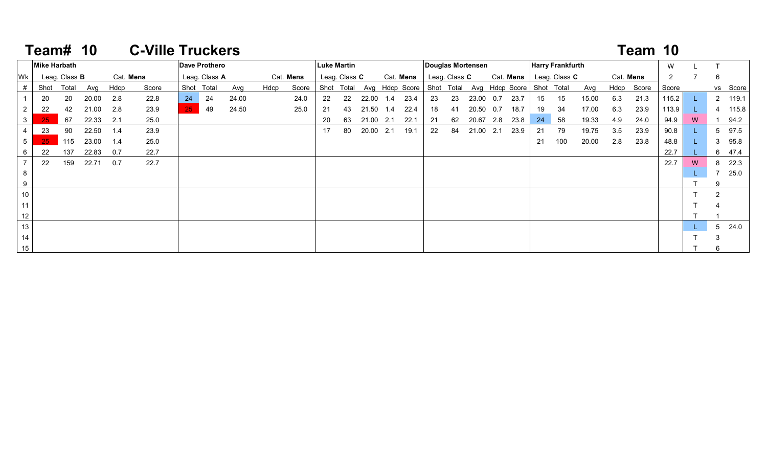# Team# 10 C-Ville Truckers

## Team 10

| Wk | Mike Harbath | | | | | Dave Prothero | | | | | Luke Martin | | | | | Douglas Mortensen | | | | | Harry Frankfurth | | | | | W | L | T | |
|---|---|---|---|---|---|---|---|---|---|---|---|---|---|---|---|---|---|---|---|---|---|---|---|---|---|---|---|---|---|
| | Leag. Class **B** | | | Cat. **Mens** | | Leag. Class **A** | | | Cat. **Mens** | | Leag. Class **C** | | | Cat. **Mens** | | Leag. Class **C** | | | Cat. **Mens** | | Leag. Class **C** | | | Cat. **Mens** | | 2 | 7 | 6 | |
| # | Shot | Total | Avg | Hdcp | Score | Shot | Total | Avg | Hdcp | Score | Shot | Total | Avg | Hdcp | Score | Shot | Total | Avg | Hdcp | Score | Shot | Total | Avg | Hdcp | Score | Score | | vs | Score |
| 1 | 20 | 20 | 20.00 | 2.8 | 22.8 | 24 | 24 | 24.00 | | 24.0 | 22 | 22 | 22.00 | 1.4 | 23.4 | 23 | 23 | 23.00 | 0.7 | 23.7 | 15 | 15 | 15.00 | 6.3 | 21.3 | 115.2 | L | 2 | 119.1 |
| 2 | 22 | 42 | 21.00 | 2.8 | 23.9 | 25 | 49 | 24.50 | | 25.0 | 21 | 43 | 21.50 | 1.4 | 22.4 | 18 | 41 | 20.50 | 0.7 | 18.7 | 19 | 34 | 17.00 | 6.3 | 23.9 | 113.9 | L | 4 | 115.8 |
| 3 | 25 | 67 | 22.33 | 2.1 | 25.0 | | | | | | 20 | 63 | 21.00 | 2.1 | 22.1 | 21 | 62 | 20.67 | 2.8 | 23.8 | 24 | 58 | 19.33 | 4.9 | 24.0 | 94.9 | W | 1 | 94.2 |
| 4 | 23 | 90 | 22.50 | 1.4 | 23.9 | | | | | | 17 | 80 | 20.00 | 2.1 | 19.1 | 22 | 84 | 21.00 | 2.1 | 23.9 | 21 | 79 | 19.75 | 3.5 | 23.9 | 90.8 | L | 5 | 97.5 |
| 5 | 25 | 115 | 23.00 | 1.4 | 25.0 | | | | | | | | | | | | | | | | 21 | 100 | 20.00 | 2.8 | 23.8 | 48.8 | L | 3 | 95.8 |
| 6 | 22 | 137 | 22.83 | 0.7 | 22.7 | | | | | | | | | | | | | | | | | | | | | 22.7 | L | 6 | 47.4 |
| 7 | 22 | 159 | 22.71 | 0.7 | 22.7 | | | | | | | | | | | | | | | | | | | | | 22.7 | W | 8 | 22.3 |
| 8 | | | | | | | | | | | | | | | | | | | | | | | | | | | L | 7 | 25.0 |
| 9 | | | | | | | | | | | | | | | | | | | | | | | | | | | T | 9 | |
| 10 | | | | | | | | | | | | | | | | | | | | | | | | | | | T | 2 | |
| 11 | | | | | | | | | | | | | | | | | | | | | | | | | | | T | 4 | |
| 12 | | | | | | | | | | | | | | | | | | | | | | | | | | | T | 1 | |
| 13 | | | | | | | | | | | | | | | | | | | | | | | | | | | L | 5 | 24.0 |
| 14 | | | | | | | | | | | | | | | | | | | | | | | | | | | T | 3 | |
| 15 | | | | | | | | | | | | | | | | | | | | | | | | | | | T | 6 | |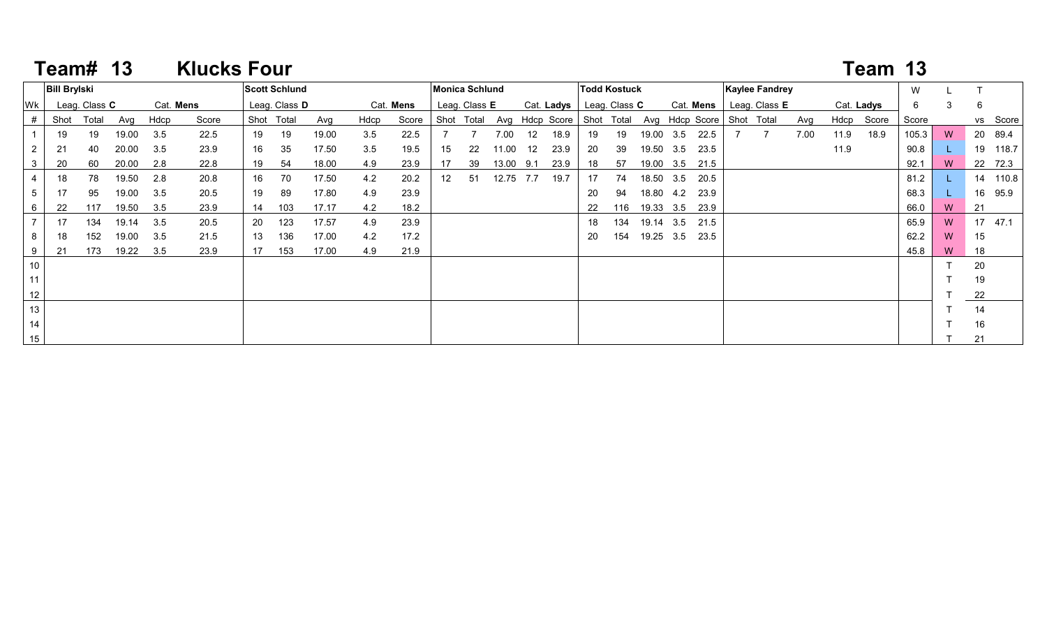# Team# 13 Klucks Four

## Team 13

| Wk | Bill Brylski | | | | | Scott Schlund | | | | | Monica Schlund | | | | | Todd Kostuck | | | | | Kaylee Fandrey | | | | | W | L | T | |
|---|---|---|---|---|---|---|---|---|---|---|---|---|---|---|---|---|---|---|---|---|---|---|---|---|---|---|---|---|---|
| | Leag. Class **C** | | | Cat. **Mens** | | Leag. Class **D** | | | Cat. **Mens** | | Leag. Class **E** | | | Cat. **Ladys** | | Leag. Class **C** | | | Cat. **Mens** | | Leag. Class **E** | | | Cat. **Ladys** | | 6 | 3 | 6 | |
| # | Shot | Total | Avg | Hdcp | Score | Shot | Total | Avg | Hdcp | Score | Shot | Total | Avg | Hdcp | Score | Shot | Total | Avg | Hdcp | Score | Shot | Total | Avg | Hdcp | Score | Score | | vs | Score |
| 1 | 19 | 19 | 19.00 | 3.5 | 22.5 | 19 | 19 | 19.00 | 3.5 | 22.5 | 7 | 7 | 7.00 | 12 | 18.9 | 19 | 19 | 19.00 | 3.5 | 22.5 | 7 | 7 | 7.00 | 11.9 | 18.9 | 105.3 | W | 20 | 89.4 |
| 2 | 21 | 40 | 20.00 | 3.5 | 23.9 | 16 | 35 | 17.50 | 3.5 | 19.5 | 15 | 22 | 11.00 | 12 | 23.9 | 20 | 39 | 19.50 | 3.5 | 23.5 | | | | 11.9 | | 90.8 | L | 19 | 118.7 |
| 3 | 20 | 60 | 20.00 | 2.8 | 22.8 | 19 | 54 | 18.00 | 4.9 | 23.9 | 17 | 39 | 13.00 | 9.1 | 23.9 | 18 | 57 | 19.00 | 3.5 | 21.5 | | | | | | 92.1 | W | 22 | 72.3 |
| 4 | 18 | 78 | 19.50 | 2.8 | 20.8 | 16 | 70 | 17.50 | 4.2 | 20.2 | 12 | 51 | 12.75 | 7.7 | 19.7 | 17 | 74 | 18.50 | 3.5 | 20.5 | | | | | | 81.2 | L | 14 | 110.8 |
| 5 | 17 | 95 | 19.00 | 3.5 | 20.5 | 19 | 89 | 17.80 | 4.9 | 23.9 | | | | | | 20 | 94 | 18.80 | 4.2 | 23.9 | | | | | | 68.3 | L | 16 | 95.9 |
| 6 | 22 | 117 | 19.50 | 3.5 | 23.9 | 14 | 103 | 17.17 | 4.2 | 18.2 | | | | | | 22 | 116 | 19.33 | 3.5 | 23.9 | | | | | | 66.0 | W | 21 | |
| 7 | 17 | 134 | 19.14 | 3.5 | 20.5 | 20 | 123 | 17.57 | 4.9 | 23.9 | | | | | | 18 | 134 | 19.14 | 3.5 | 21.5 | | | | | | 65.9 | W | 17 | 47.1 |
| 8 | 18 | 152 | 19.00 | 3.5 | 21.5 | 13 | 136 | 17.00 | 4.2 | 17.2 | | | | | | 20 | 154 | 19.25 | 3.5 | 23.5 | | | | | | 62.2 | W | 15 | |
| 9 | 21 | 173 | 19.22 | 3.5 | 23.9 | 17 | 153 | 17.00 | 4.9 | 21.9 | | | | | | | | | | | | | | | | 45.8 | W | 18 | |
| 10 | | | | | | | | | | | | | | | | | | | | | | | | | | | T | 20 | |
| 11 | | | | | | | | | | | | | | | | | | | | | | | | | | | T | 19 | |
| 12 | | | | | | | | | | | | | | | | | | | | | | | | | | | T | 22 | |
| 13 | | | | | | | | | | | | | | | | | | | | | | | | | | | T | 14 | |
| 14 | | | | | | | | | | | | | | | | | | | | | | | | | | | T | 16 | |
| 15 | | | | | | | | | | | | | | | | | | | | | | | | | | | T | 21 | |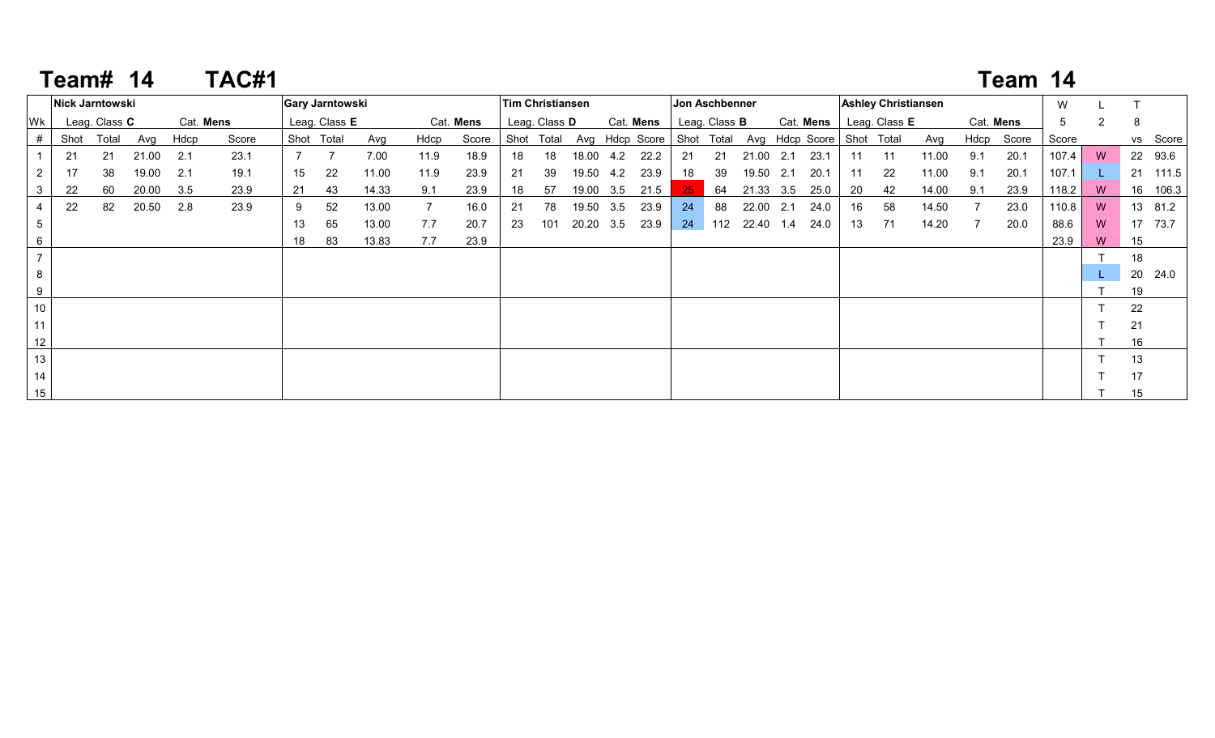# Team# 14 TAC#1

## Team 14

| Wk | Nick Jarntowski | | | | | Gary Jarntowski | | | | | Tim Christiansen | | | | | Jon Aschbenner | | | | | Ashley Christiansen | | | | | W | L | T | |
|---|---|---|---|---|---|---|---|---|---|---|---|---|---|---|---|---|---|---|---|---|---|---|---|---|---|---|---|---|---|
| | Leag. Class **C** | | | Cat. **Mens** | | Leag. Class **E** | | | Cat. **Mens** | | Leag. Class **D** | | | Cat. **Mens** | | Leag. Class **B** | | | Cat. **Mens** | | Leag. Class **E** | | | Cat. **Mens** | | 5 | 2 | 8 | |
| # | Shot | Total | Avg | Hdcp | Score | Shot | Total | Avg | Hdcp | Score | Shot | Total | Avg | Hdcp | Score | Shot | Total | Avg | Hdcp | Score | Shot | Total | Avg | Hdcp | Score | Score | | vs | Score |
| 1 | 21 | 21 | 21.00 | 2.1 | 23.1 | 7 | 7 | 7.00 | 11.9 | 18.9 | 18 | 18 | 18.00 | 4.2 | 22.2 | 21 | 21 | 21.00 | 2.1 | 23.1 | 11 | 11 | 11.00 | 9.1 | 20.1 | 107.4 | W | 22 | 93.6 |
| 2 | 17 | 38 | 19.00 | 2.1 | 19.1 | 15 | 22 | 11.00 | 11.9 | 23.9 | 21 | 39 | 19.50 | 4.2 | 23.9 | 18 | 39 | 19.50 | 2.1 | 20.1 | 11 | 22 | 11.00 | 9.1 | 20.1 | 107.1 | L | 21 | 111.5 |
| 3 | 22 | 60 | 20.00 | 3.5 | 23.9 | 21 | 43 | 14.33 | 9.1 | 23.9 | 18 | 57 | 19.00 | 3.5 | 21.5 | 25 | 64 | 21.33 | 3.5 | 25.0 | 20 | 42 | 14.00 | 9.1 | 23.9 | 118.2 | W | 16 | 106.3 |
| 4 | 22 | 82 | 20.50 | 2.8 | 23.9 | 9 | 52 | 13.00 | 7 | 16.0 | 21 | 78 | 19.50 | 3.5 | 23.9 | 24 | 88 | 22.00 | 2.1 | 24.0 | 16 | 58 | 14.50 | 7 | 23.0 | 110.8 | W | 13 | 81.2 |
| 5 | | | | | | 13 | 65 | 13.00 | 7.7 | 20.7 | 23 | 101 | 20.20 | 3.5 | 23.9 | 24 | 112 | 22.40 | 1.4 | 24.0 | 13 | 71 | 14.20 | 7 | 20.0 | 88.6 | W | 17 | 73.7 |
| 6 | | | | | | 18 | 83 | 13.83 | 7.7 | 23.9 | | | | | | | | | | | | | | | | 23.9 | W | 15 | |
| 7 | | | | | | | | | | | | | | | | | | | | | | | | | | | T | 18 | |
| 8 | | | | | | | | | | | | | | | | | | | | | | | | | | | L | 20 | 24.0 |
| 9 | | | | | | | | | | | | | | | | | | | | | | | | | | | T | 19 | |
| 10 | | | | | | | | | | | | | | | | | | | | | | | | | | | T | 22 | |
| 11 | | | | | | | | | | | | | | | | | | | | | | | | | | | T | 21 | |
| 12 | | | | | | | | | | | | | | | | | | | | | | | | | | | T | 16 | |
| 13 | | | | | | | | | | | | | | | | | | | | | | | | | | | T | 13 | |
| 14 | | | | | | | | | | | | | | | | | | | | | | | | | | | T | 17 | |
| 15 | | | | | | | | | | | | | | | | | | | | | | | | | | | T | 15 | |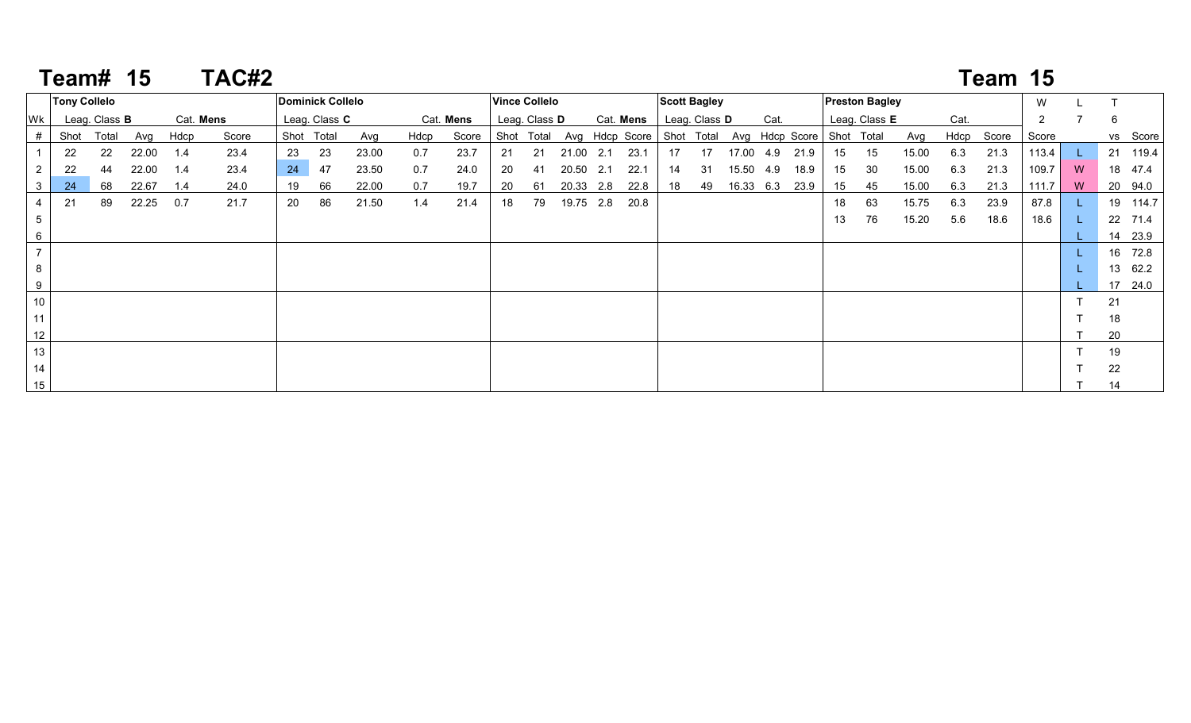## Team# 15 TAC#2

## Team 15

| Wk | Tony Collelo | | | | | Dominick Collelo | | | | | Vince Collelo | | | | | Scott Bagley | | | | | Preston Bagley | | | | | W | L | T | |
|---|---|---|---|---|---|---|---|---|---|---|---|---|---|---|---|---|---|---|---|---|---|---|---|---|---|---|---|---|---|
| | Leag. Class **B** | | | Cat. **Mens** | | Leag. Class **C** | | | Cat. **Mens** | | Leag. Class **D** | | | Cat. **Mens** | | Leag. Class **D** | | | Cat. | | Leag. Class **E** | | | Cat. | | 2 | 7 | 6 | |
| # | Shot | Total | Avg | Hdcp | Score | Shot | Total | Avg | Hdcp | Score | Shot | Total | Avg | Hdcp | Score | Shot | Total | Avg | Hdcp | Score | Shot | Total | Avg | Hdcp | Score | Score | | vs | Score |
| 1 | 22 | 22 | 22.00 | 1.4 | 23.4 | 23 | 23 | 23.00 | 0.7 | 23.7 | 21 | 21 | 21.00 | 2.1 | 23.1 | 17 | 17 | 17.00 | 4.9 | 21.9 | 15 | 15 | 15.00 | 6.3 | 21.3 | 113.4 | L | 21 | 119.4 |
| 2 | 22 | 44 | 22.00 | 1.4 | 23.4 | 24 | 47 | 23.50 | 0.7 | 24.0 | 20 | 41 | 20.50 | 2.1 | 22.1 | 14 | 31 | 15.50 | 4.9 | 18.9 | 15 | 30 | 15.00 | 6.3 | 21.3 | 109.7 | W | 18 | 47.4 |
| 3 | 24 | 68 | 22.67 | 1.4 | 24.0 | 19 | 66 | 22.00 | 0.7 | 19.7 | 20 | 61 | 20.33 | 2.8 | 22.8 | 18 | 49 | 16.33 | 6.3 | 23.9 | 15 | 45 | 15.00 | 6.3 | 21.3 | 111.7 | W | 20 | 94.0 |
| 4 | 21 | 89 | 22.25 | 0.7 | 21.7 | 20 | 86 | 21.50 | 1.4 | 21.4 | 18 | 79 | 19.75 | 2.8 | 20.8 | | | | | | 18 | 63 | 15.75 | 6.3 | 23.9 | 87.8 | L | 19 | 114.7 |
| 5 | | | | | | | | | | | | | | | | | | | | | 13 | 76 | 15.20 | 5.6 | 18.6 | 18.6 | L | 22 | 71.4 |
| 6 | | | | | | | | | | | | | | | | | | | | | | | | | | | L | 14 | 23.9 |
| 7 | | | | | | | | | | | | | | | | | | | | | | | | | | | L | 16 | 72.8 |
| 8 | | | | | | | | | | | | | | | | | | | | | | | | | | | L | 13 | 62.2 |
| 9 | | | | | | | | | | | | | | | | | | | | | | | | | | | L | 17 | 24.0 |
| 10 | | | | | | | | | | | | | | | | | | | | | | | | | | | T | 21 | |
| 11 | | | | | | | | | | | | | | | | | | | | | | | | | | | T | 18 | |
| 12 | | | | | | | | | | | | | | | | | | | | | | | | | | | T | 20 | |
| 13 | | | | | | | | | | | | | | | | | | | | | | | | | | | T | 19 | |
| 14 | | | | | | | | | | | | | | | | | | | | | | | | | | | T | 22 | |
| 15 | | | | | | | | | | | | | | | | | | | | | | | | | | | T | 14 | |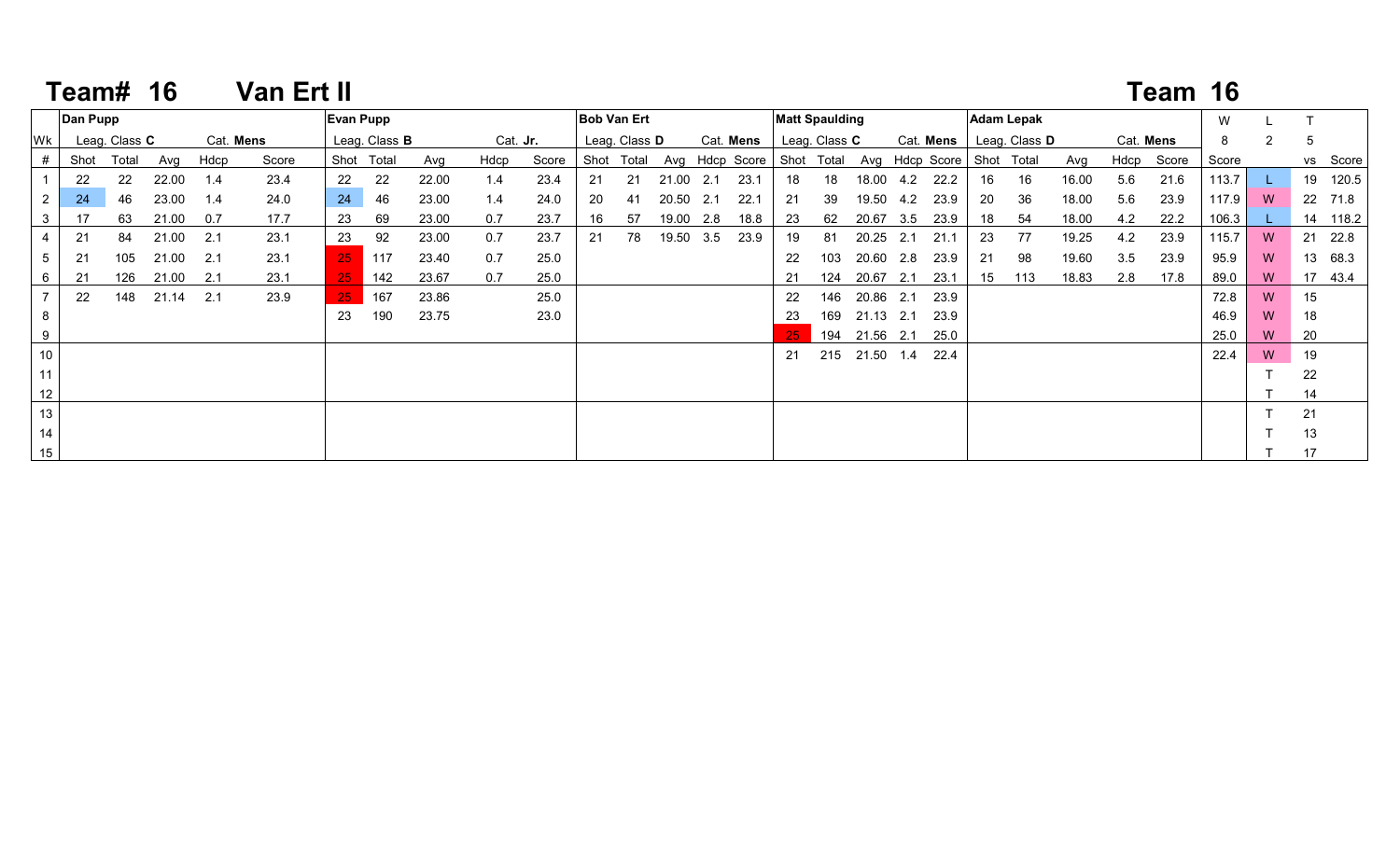# Team# 16 Van Ert II

## Team 16

| Wk | Dan Pupp | | | | | Evan Pupp | | | | | Bob Van Ert | | | | | Matt Spaulding | | | | | Adam Lepak | | | | | W | L | T | |
|---|---|---|---|---|---|---|---|---|---|---|---|---|---|---|---|---|---|---|---|---|---|---|---|---|---|---|---|---|---|
| | Leag. Class **C** | | | Cat. **Mens** | | Leag. Class **B** | | | Cat. **Jr.** | | Leag. Class **D** | | | Cat. **Mens** | | Leag. Class **C** | | | Cat. **Mens** | | Leag. Class **D** | | | Cat. **Mens** | | 8 | 2 | 5 | |
| # | Shot | Total | Avg | Hdcp | Score | Shot | Total | Avg | Hdcp | Score | Shot | Total | Avg | Hdcp | Score | Shot | Total | Avg | Hdcp | Score | Shot | Total | Avg | Hdcp | Score | Score | | vs | Score |
| 1 | 22 | 22 | 22.00 | 1.4 | 23.4 | 22 | 22 | 22.00 | 1.4 | 23.4 | 21 | 21 | 21.00 | 2.1 | 23.1 | 18 | 18 | 18.00 | 4.2 | 22.2 | 16 | 16 | 16.00 | 5.6 | 21.6 | 113.7 | L | 19 | 120.5 |
| 2 | 24 | 46 | 23.00 | 1.4 | 24.0 | 24 | 46 | 23.00 | 1.4 | 24.0 | 20 | 41 | 20.50 | 2.1 | 22.1 | 21 | 39 | 19.50 | 4.2 | 23.9 | 20 | 36 | 18.00 | 5.6 | 23.9 | 117.9 | W | 22 | 71.8 |
| 3 | 17 | 63 | 21.00 | 0.7 | 17.7 | 23 | 69 | 23.00 | 0.7 | 23.7 | 16 | 57 | 19.00 | 2.8 | 18.8 | 23 | 62 | 20.67 | 3.5 | 23.9 | 18 | 54 | 18.00 | 4.2 | 22.2 | 106.3 | L | 14 | 118.2 |
| 4 | 21 | 84 | 21.00 | 2.1 | 23.1 | 23 | 92 | 23.00 | 0.7 | 23.7 | 21 | 78 | 19.50 | 3.5 | 23.9 | 19 | 81 | 20.25 | 2.1 | 21.1 | 23 | 77 | 19.25 | 4.2 | 23.9 | 115.7 | W | 21 | 22.8 |
| 5 | 21 | 105 | 21.00 | 2.1 | 23.1 | 25 | 117 | 23.40 | 0.7 | 25.0 | | | | | | 22 | 103 | 20.60 | 2.8 | 23.9 | 21 | 98 | 19.60 | 3.5 | 23.9 | 95.9 | W | 13 | 68.3 |
| 6 | 21 | 126 | 21.00 | 2.1 | 23.1 | 25 | 142 | 23.67 | 0.7 | 25.0 | | | | | | 21 | 124 | 20.67 | 2.1 | 23.1 | 15 | 113 | 18.83 | 2.8 | 17.8 | 89.0 | W | 17 | 43.4 |
| 7 | 22 | 148 | 21.14 | 2.1 | 23.9 | 25 | 167 | 23.86 | | 25.0 | | | | | | 22 | 146 | 20.86 | 2.1 | 23.9 | | | | | | 72.8 | W | 15 | |
| 8 | | | | | | 23 | 190 | 23.75 | | 23.0 | | | | | | 23 | 169 | 21.13 | 2.1 | 23.9 | | | | | | 46.9 | W | 18 | |
| 9 | | | | | | | | | | | | | | | | 25 | 194 | 21.56 | 2.1 | 25.0 | | | | | | 25.0 | W | 20 | |
| 10 | | | | | | | | | | | | | | | | 21 | 215 | 21.50 | 1.4 | 22.4 | | | | | | 22.4 | W | 19 | |
| 11 | | | | | | | | | | | | | | | | | | | | | | | | | | | T | 22 | |
| 12 | | | | | | | | | | | | | | | | | | | | | | | | | | | T | 14 | |
| 13 | | | | | | | | | | | | | | | | | | | | | | | | | | | T | 21 | |
| 14 | | | | | | | | | | | | | | | | | | | | | | | | | | | T | 13 | |
| 15 | | | | | | | | | | | | | | | | | | | | | | | | | | | T | 17 | |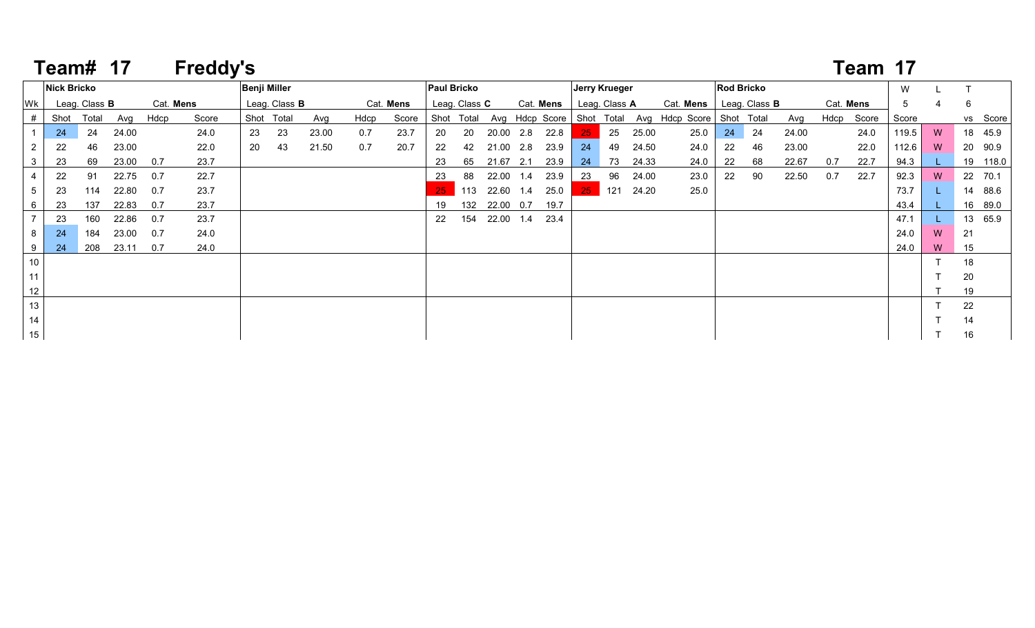# Team# 17 Freddy's

**Team 17**

| Wk | Nick Bricko | | | | | Benji Miller | | | | | Paul Bricko | | | | | Jerry Krueger | | | | | Rod Bricko | | | | | W | L | T | |
|---|---|---|---|---|---|---|---|---|---|---|---|---|---|---|---|---|---|---|---|---|---|---|---|---|---|---|---|---|---|
| | Leag. Class **B** | | | Cat. **Mens** | | Leag. Class **B** | | | Cat. **Mens** | | Leag. Class **C** | | | Cat. **Mens** | | Leag. Class **A** | | | Cat. **Mens** | | Leag. Class **B** | | | Cat. **Mens** | | 5 | 4 | 6 | |
| # | Shot | Total | Avg | Hdcp | Score | Shot | Total | Avg | Hdcp | Score | Shot | Total | Avg | Hdcp | Score | Shot | Total | Avg | Hdcp | Score | Shot | Total | Avg | Hdcp | Score | Score | | vs | Score |
| 1 | 24 | 24 | 24.00 | | 24.0 | 23 | 23 | 23.00 | 0.7 | 23.7 | 20 | 20 | 20.00 | 2.8 | 22.8 | 25 | 25 | 25.00 | | 25.0 | 24 | 24 | 24.00 | | 24.0 | 119.5 | W | 18 | 45.9 |
| 2 | 22 | 46 | 23.00 | | 22.0 | 20 | 43 | 21.50 | 0.7 | 20.7 | 22 | 42 | 21.00 | 2.8 | 23.9 | 24 | 49 | 24.50 | | 24.0 | 22 | 46 | 23.00 | | 22.0 | 112.6 | W | 20 | 90.9 |
| 3 | 23 | 69 | 23.00 | 0.7 | 23.7 | | | | | | 23 | 65 | 21.67 | 2.1 | 23.9 | 24 | 73 | 24.33 | | 24.0 | 22 | 68 | 22.67 | 0.7 | 22.7 | 94.3 | L | 19 | 118.0 |
| 4 | 22 | 91 | 22.75 | 0.7 | 22.7 | | | | | | 23 | 88 | 22.00 | 1.4 | 23.9 | 23 | 96 | 24.00 | | 23.0 | 22 | 90 | 22.50 | 0.7 | 22.7 | 92.3 | W | 22 | 70.1 |
| 5 | 23 | 114 | 22.80 | 0.7 | 23.7 | | | | | | 25 | 113 | 22.60 | 1.4 | 25.0 | 25 | 121 | 24.20 | | 25.0 | | | | | | 73.7 | L | 14 | 88.6 |
| 6 | 23 | 137 | 22.83 | 0.7 | 23.7 | | | | | | 19 | 132 | 22.00 | 0.7 | 19.7 | | | | | | | | | | | 43.4 | L | 16 | 89.0 |
| 7 | 23 | 160 | 22.86 | 0.7 | 23.7 | | | | | | 22 | 154 | 22.00 | 1.4 | 23.4 | | | | | | | | | | | 47.1 | L | 13 | 65.9 |
| 8 | 24 | 184 | 23.00 | 0.7 | 24.0 | | | | | | | | | | | | | | | | | | | | | 24.0 | W | 21 | |
| 9 | 24 | 208 | 23.11 | 0.7 | 24.0 | | | | | | | | | | | | | | | | | | | | | 24.0 | W | 15 | |
| 10 | | | | | | | | | | | | | | | | | | | | | | | | | | | T | 18 | |
| 11 | | | | | | | | | | | | | | | | | | | | | | | | | | | T | 20 | |
| 12 | | | | | | | | | | | | | | | | | | | | | | | | | | | T | 19 | |
| 13 | | | | | | | | | | | | | | | | | | | | | | | | | | | T | 22 | |
| 14 | | | | | | | | | | | | | | | | | | | | | | | | | | | T | 14 | |
| 15 | | | | | | | | | | | | | | | | | | | | | | | | | | | T | 16 | |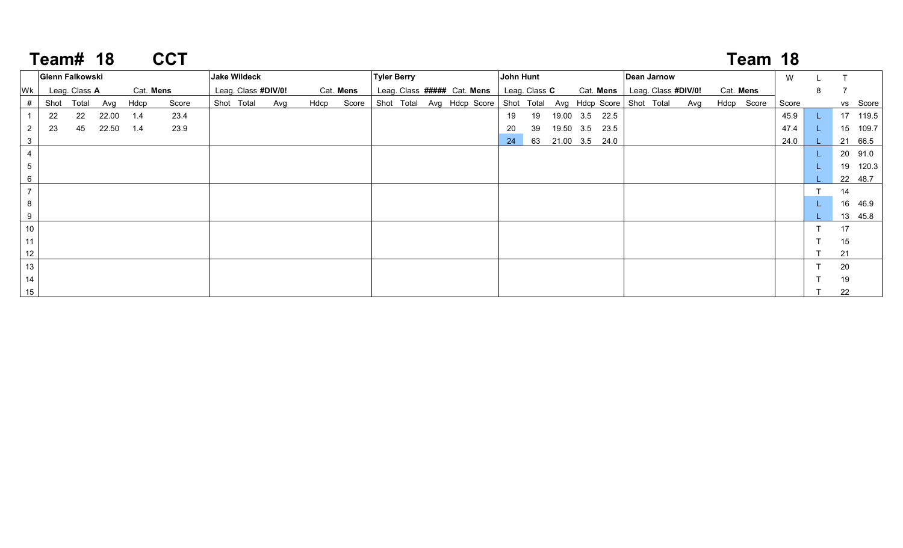# Team# 18 CCT

# Team 18

| | Glenn Falkowski | | | | | Jake Wildeck | | | | | Tyler Berry | | | | | John Hunt | | | | | Dean Jarnow | | | | | W | L | T | |
|---|---|---|---|---|---|---|---|---|---|---|---|---|---|---|---|---|---|---|---|---|---|---|---|---|---|---|---|---|---|
| Wk | Leag. Class **A** | | | Cat. **Mens** | | Leag. Class **#DIV/0!** | | | Cat. **Mens** | | Leag. Class **#####** | | | Cat. **Mens** | | Leag. Class **C** | | | Cat. **Mens** | | Leag. Class **#DIV/0!** | | | Cat. **Mens** | | | 8 | 7 | |
| # | Shot | Total | Avg | Hdcp | Score | Shot | Total | Avg | Hdcp | Score | Shot | Total | Avg | Hdcp | Score | Shot | Total | Avg | Hdcp | Score | Shot | Total | Avg | Hdcp | Score | Score | | vs | Score |
| 1 | 22 | 22 | 22.00 | 1.4 | 23.4 | | | | | | | | | | | 19 | 19 | 19.00 | 3.5 | 22.5 | | | | | | 45.9 | L | 17 | 119.5 |
| 2 | 23 | 45 | 22.50 | 1.4 | 23.9 | | | | | | | | | | | 20 | 39 | 19.50 | 3.5 | 23.5 | | | | | | 47.4 | L | 15 | 109.7 |
| 3 | | | | | | | | | | | | | | | | 24 | 63 | 21.00 | 3.5 | 24.0 | | | | | | 24.0 | L | 21 | 66.5 |
| 4 | | | | | | | | | | | | | | | | | | | | | | | | | | | L | 20 | 91.0 |
| 5 | | | | | | | | | | | | | | | | | | | | | | | | | | | L | 19 | 120.3 |
| 6 | | | | | | | | | | | | | | | | | | | | | | | | | | | L | 22 | 48.7 |
| 7 | | | | | | | | | | | | | | | | | | | | | | | | | | | T | 14 | |
| 8 | | | | | | | | | | | | | | | | | | | | | | | | | | | L | 16 | 46.9 |
| 9 | | | | | | | | | | | | | | | | | | | | | | | | | | | L | 13 | 45.8 |
| 10 | | | | | | | | | | | | | | | | | | | | | | | | | | | T | 17 | |
| 11 | | | | | | | | | | | | | | | | | | | | | | | | | | | T | 15 | |
| 12 | | | | | | | | | | | | | | | | | | | | | | | | | | | T | 21 | |
| 13 | | | | | | | | | | | | | | | | | | | | | | | | | | | T | 20 | |
| 14 | | | | | | | | | | | | | | | | | | | | | | | | | | | T | 19 | |
| 15 | | | | | | | | | | | | | | | | | | | | | | | | | | | T | 22 | |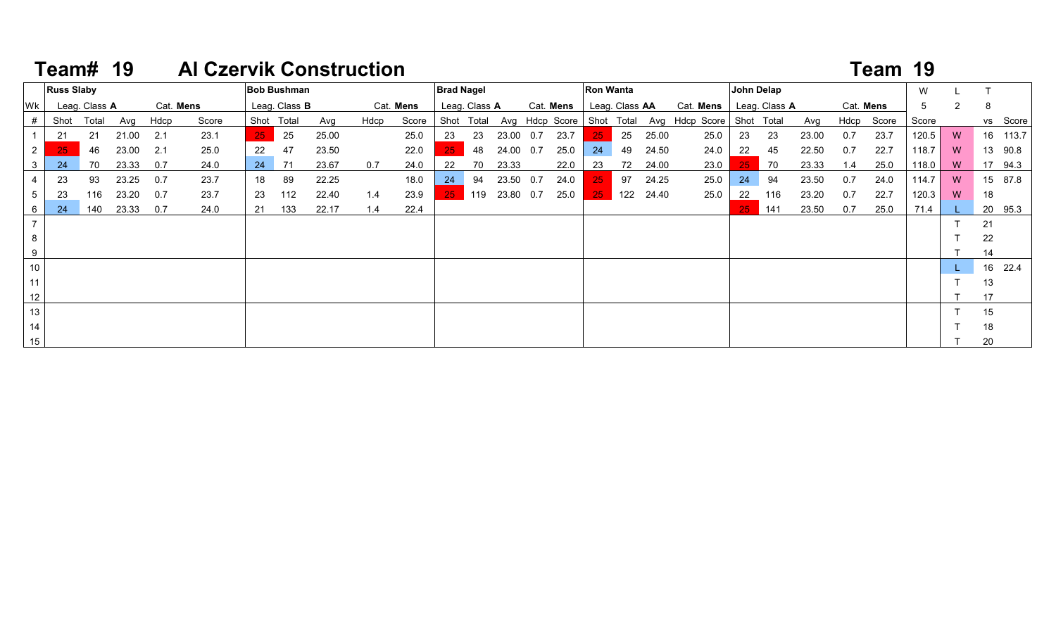# Team# 19 Al Czervik Construction

## Team 19

| Wk | Russ Slaby | | | | | Bob Bushman | | | | | Brad Nagel | | | | | Ron Wanta | | | | | John Delap | | | | | W | L | T | |
|---|---|---|---|---|---|---|---|---|---|---|---|---|---|---|---|---|---|---|---|---|---|---|---|---|---|---|---|---|---|
| | Leag. Class **A** | | | Cat. **Mens** | | Leag. Class **B** | | | Cat. **Mens** | | Leag. Class **A** | | | Cat. **Mens** | | Leag. Class **AA** | | | Cat. **Mens** | | Leag. Class **A** | | | Cat. **Mens** | | 5 | 2 | 8 | |
| # | Shot | Total | Avg | Hdcp | Score | Shot | Total | Avg | Hdcp | Score | Shot | Total | Avg | Hdcp | Score | Shot | Total | Avg | Hdcp | Score | Shot | Total | Avg | Hdcp | Score | Score | | vs | Score |
| 1 | 21 | 21 | 21.00 | 2.1 | 23.1 | 25 | 25 | 25.00 | | 25.0 | 23 | 23 | 23.00 | 0.7 | 23.7 | 25 | 25 | 25.00 | | 25.0 | 23 | 23 | 23.00 | 0.7 | 23.7 | 120.5 | W | 16 | 113.7 |
| 2 | 25 | 46 | 23.00 | 2.1 | 25.0 | 22 | 47 | 23.50 | | 22.0 | 25 | 48 | 24.00 | 0.7 | 25.0 | 24 | 49 | 24.50 | | 24.0 | 22 | 45 | 22.50 | 0.7 | 22.7 | 118.7 | W | 13 | 90.8 |
| 3 | 24 | 70 | 23.33 | 0.7 | 24.0 | 24 | 71 | 23.67 | 0.7 | 24.0 | 22 | 70 | 23.33 | | 22.0 | 23 | 72 | 24.00 | | 23.0 | 25 | 70 | 23.33 | 1.4 | 25.0 | 118.0 | W | 17 | 94.3 |
| 4 | 23 | 93 | 23.25 | 0.7 | 23.7 | 18 | 89 | 22.25 | | 18.0 | 24 | 94 | 23.50 | 0.7 | 24.0 | 25 | 97 | 24.25 | | 25.0 | 24 | 94 | 23.50 | 0.7 | 24.0 | 114.7 | W | 15 | 87.8 |
| 5 | 23 | 116 | 23.20 | 0.7 | 23.7 | 23 | 112 | 22.40 | 1.4 | 23.9 | 25 | 119 | 23.80 | 0.7 | 25.0 | 25 | 122 | 24.40 | | 25.0 | 22 | 116 | 23.20 | 0.7 | 22.7 | 120.3 | W | 18 | |
| 6 | 24 | 140 | 23.33 | 0.7 | 24.0 | 21 | 133 | 22.17 | 1.4 | 22.4 | | | | | | | | | | | 25 | 141 | 23.50 | 0.7 | 25.0 | 71.4 | L | 20 | 95.3 |
| 7 | | | | | | | | | | | | | | | | | | | | | | | | | | | T | 21 | |
| 8 | | | | | | | | | | | | | | | | | | | | | | | | | | | T | 22 | |
| 9 | | | | | | | | | | | | | | | | | | | | | | | | | | | T | 14 | |
| 10 | | | | | | | | | | | | | | | | | | | | | | | | | | | L | 16 | 22.4 |
| 11 | | | | | | | | | | | | | | | | | | | | | | | | | | | T | 13 | |
| 12 | | | | | | | | | | | | | | | | | | | | | | | | | | | T | 17 | |
| 13 | | | | | | | | | | | | | | | | | | | | | | | | | | | T | 15 | |
| 14 | | | | | | | | | | | | | | | | | | | | | | | | | | | T | 18 | |
| 15 | | | | | | | | | | | | | | | | | | | | | | | | | | | T | 20 | |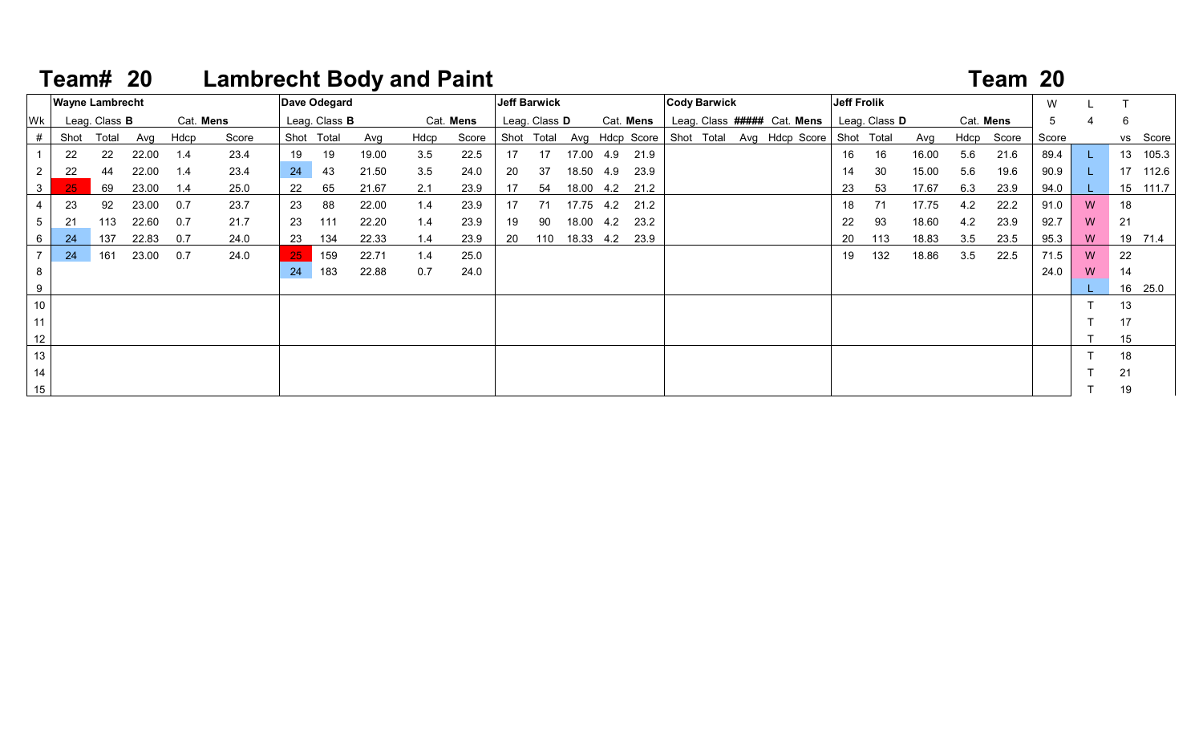# Team# 20 Lambrecht Body and Paint

## Team 20

| | Wayne Lambrecht | | | | | Dave Odegard | | | | | Jeff Barwick | | | | | Cody Barwick | | | | | Jeff Frolik | | | | | W | L | T | |
|---|---|---|---|---|---|---|---|---|---|---|---|---|---|---|---|---|---|---|---|---|---|---|---|---|---|---|---|---|---|
| Wk | Leag. Class B | | | Cat. Mens | | Leag. Class B | | | Cat. Mens | | Leag. Class D | | | Cat. Mens | | Leag. Class ##### | | | Cat. Mens | | Leag. Class D | | | Cat. Mens | | 5 | 4 | 6 | |
| # | Shot | Total | Avg | Hdcp | Score | Shot | Total | Avg | Hdcp | Score | Shot | Total | Avg | Hdcp | Score | Shot | Total | Avg | Hdcp | Score | Shot | Total | Avg | Hdcp | Score | Score | | vs | Score |
| 1 | 22 | 22 | 22.00 | 1.4 | 23.4 | 19 | 19 | 19.00 | 3.5 | 22.5 | 17 | 17 | 17.00 | 4.9 | 21.9 | | | | | | 16 | 16 | 16.00 | 5.6 | 21.6 | 89.4 | L | 13 | 105.3 |
| 2 | 22 | 44 | 22.00 | 1.4 | 23.4 | 24 | 43 | 21.50 | 3.5 | 24.0 | 20 | 37 | 18.50 | 4.9 | 23.9 | | | | | | 14 | 30 | 15.00 | 5.6 | 19.6 | 90.9 | L | 17 | 112.6 |
| 3 | 25 | 69 | 23.00 | 1.4 | 25.0 | 22 | 65 | 21.67 | 2.1 | 23.9 | 17 | 54 | 18.00 | 4.2 | 21.2 | | | | | | 23 | 53 | 17.67 | 6.3 | 23.9 | 94.0 | L | 15 | 111.7 |
| 4 | 23 | 92 | 23.00 | 0.7 | 23.7 | 23 | 88 | 22.00 | 1.4 | 23.9 | 17 | 71 | 17.75 | 4.2 | 21.2 | | | | | | 18 | 71 | 17.75 | 4.2 | 22.2 | 91.0 | W | 18 | |
| 5 | 21 | 113 | 22.60 | 0.7 | 21.7 | 23 | 111 | 22.20 | 1.4 | 23.9 | 19 | 90 | 18.00 | 4.2 | 23.2 | | | | | | 22 | 93 | 18.60 | 4.2 | 23.9 | 92.7 | W | 21 | |
| 6 | 24 | 137 | 22.83 | 0.7 | 24.0 | 23 | 134 | 22.33 | 1.4 | 23.9 | 20 | 110 | 18.33 | 4.2 | 23.9 | | | | | | 20 | 113 | 18.83 | 3.5 | 23.5 | 95.3 | W | 19 | 71.4 |
| 7 | 24 | 161 | 23.00 | 0.7 | 24.0 | 25 | 159 | 22.71 | 1.4 | 25.0 | | | | | | | | | | | 19 | 132 | 18.86 | 3.5 | 22.5 | 71.5 | W | 22 | |
| 8 | | | | | | 24 | 183 | 22.88 | 0.7 | 24.0 | | | | | | | | | | | | | | | | 24.0 | W | 14 | |
| 9 | | | | | | | | | | | | | | | | | | | | | | | | | | | L | 16 | 25.0 |
| 10 | | | | | | | | | | | | | | | | | | | | | | | | | | | T | 13 | |
| 11 | | | | | | | | | | | | | | | | | | | | | | | | | | | T | 17 | |
| 12 | | | | | | | | | | | | | | | | | | | | | | | | | | | T | 15 | |
| 13 | | | | | | | | | | | | | | | | | | | | | | | | | | | T | 18 | |
| 14 | | | | | | | | | | | | | | | | | | | | | | | | | | | T | 21 | |
| 15 | | | | | | | | | | | | | | | | | | | | | | | | | | | T | 19 | |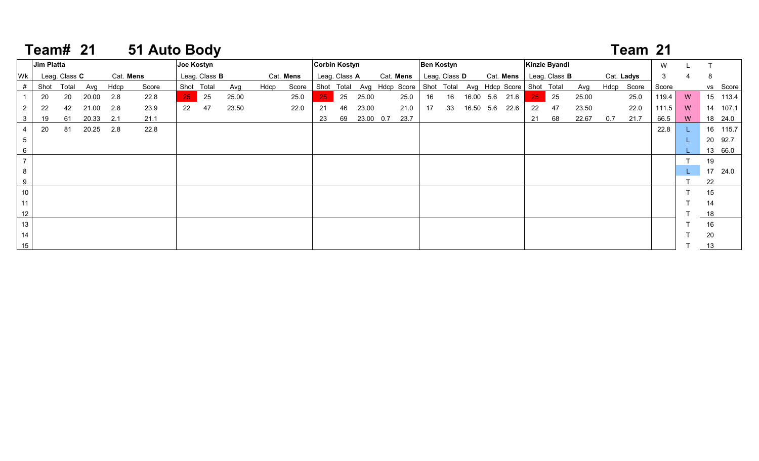# Team# 21 51 Auto Body

## Team 21

| Wk | Jim Platta | | | | | Joe Kostyn | | | | | Corbin Kostyn | | | | | Ben Kostyn | | | | | Kinzie Byandl | | | | | W | L | T | |
|---|---|---|---|---|---|---|---|---|---|---|---|---|---|---|---|---|---|---|---|---|---|---|---|---|---|---|---|---|---|
| | Leag. Class **C** | | | Cat. **Mens** | | Leag. Class **B** | | | Cat. **Mens** | | Leag. Class **A** | | | Cat. **Mens** | | Leag. Class **D** | | | Cat. **Mens** | | Leag. Class **B** | | | Cat. **Ladys** | | 3 | 4 | 8 | |
| # | Shot | Total | Avg | Hdcp | Score | Shot | Total | Avg | Hdcp | Score | Shot | Total | Avg | Hdcp | Score | Shot | Total | Avg | Hdcp | Score | Shot | Total | Avg | Hdcp | Score | Score | | vs | Score |
| 1 | 20 | 20 | 20.00 | 2.8 | 22.8 | 25 | 25 | 25.00 | | 25.0 | 25 | 25 | 25.00 | | 25.0 | 16 | 16 | 16.00 | 5.6 | 21.6 | 25 | 25 | 25.00 | | 25.0 | 119.4 | W | 15 | 113.4 |
| 2 | 22 | 42 | 21.00 | 2.8 | 23.9 | 22 | 47 | 23.50 | | 22.0 | 21 | 46 | 23.00 | | 21.0 | 17 | 33 | 16.50 | 5.6 | 22.6 | 22 | 47 | 23.50 | | 22.0 | 111.5 | W | 14 | 107.1 |
| 3 | 19 | 61 | 20.33 | 2.1 | 21.1 | | | | | | 23 | 69 | 23.00 | 0.7 | 23.7 | | | | | | 21 | 68 | 22.67 | 0.7 | 21.7 | 66.5 | W | 18 | 24.0 |
| 4 | 20 | 81 | 20.25 | 2.8 | 22.8 | | | | | | | | | | | | | | | | | | | | | 22.8 | L | 16 | 115.7 |
| 5 | | | | | | | | | | | | | | | | | | | | | | | | | | | L | 20 | 92.7 |
| 6 | | | | | | | | | | | | | | | | | | | | | | | | | | | L | 13 | 66.0 |
| 7 | | | | | | | | | | | | | | | | | | | | | | | | | | | T | 19 | |
| 8 | | | | | | | | | | | | | | | | | | | | | | | | | | | L | 17 | 24.0 |
| 9 | | | | | | | | | | | | | | | | | | | | | | | | | | | T | 22 | |
| 10 | | | | | | | | | | | | | | | | | | | | | | | | | | | T | 15 | |
| 11 | | | | | | | | | | | | | | | | | | | | | | | | | | | T | 14 | |
| 12 | | | | | | | | | | | | | | | | | | | | | | | | | | | T | 18 | |
| 13 | | | | | | | | | | | | | | | | | | | | | | | | | | | T | 16 | |
| 14 | | | | | | | | | | | | | | | | | | | | | | | | | | | T | 20 | |
| 15 | | | | | | | | | | | | | | | | | | | | | | | | | | | T | 13 | |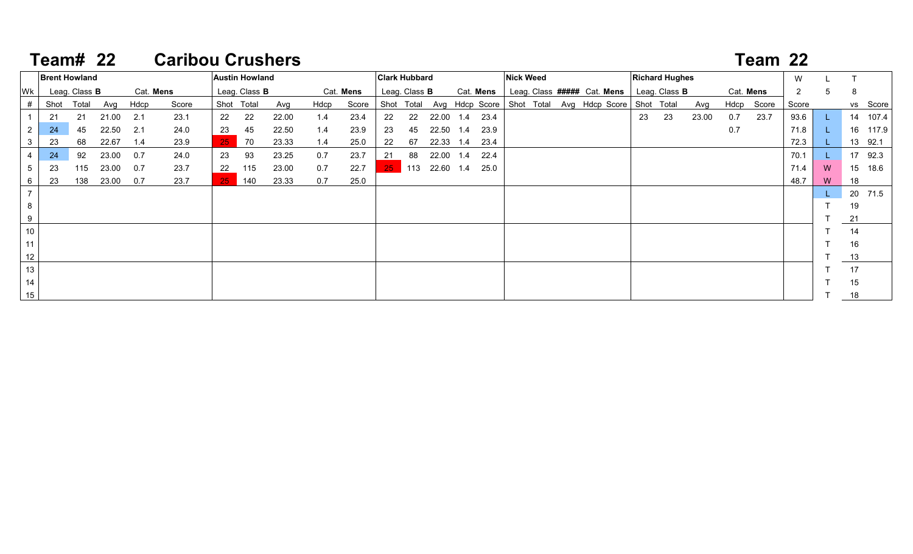# Team# 22 Caribou Crushers

## Team 22

| Wk | Brent Howland | | | | | Austin Howland | | | | | Clark Hubbard | | | | | Nick Weed | | | | | Richard Hughes | | | | | W | L | T | |
|---|---|---|---|---|---|---|---|---|---|---|---|---|---|---|---|---|---|---|---|---|---|---|---|---|---|---|---|---|---|
| | Leag. Class **B** | | | Cat. **Mens** | | Leag. Class **B** | | | Cat. **Mens** | | Leag. Class **B** | | | Cat. **Mens** | | Leag. Class **#####** | | | Cat. **Mens** | | Leag. Class **B** | | | Cat. **Mens** | | 2 | 5 | 8 | |
| # | Shot | Total | Avg | Hdcp | Score | Shot | Total | Avg | Hdcp | Score | Shot | Total | Avg | Hdcp | Score | Shot | Total | Avg | Hdcp | Score | Shot | Total | Avg | Hdcp | Score | Score | | vs | Score |
| 1 | 21 | 21 | 21.00 | 2.1 | 23.1 | 22 | 22 | 22.00 | 1.4 | 23.4 | 22 | 22 | 22.00 | 1.4 | 23.4 | | | | | | 23 | 23 | 23.00 | 0.7 | 23.7 | 93.6 | L | 14 | 107.4 |
| 2 | 24 | 45 | 22.50 | 2.1 | 24.0 | 23 | 45 | 22.50 | 1.4 | 23.9 | 23 | 45 | 22.50 | 1.4 | 23.9 | | | | | | | | | 0.7 | | 71.8 | L | 16 | 117.9 |
| 3 | 23 | 68 | 22.67 | 1.4 | 23.9 | 25 | 70 | 23.33 | 1.4 | 25.0 | 22 | 67 | 22.33 | 1.4 | 23.4 | | | | | | | | | | | 72.3 | L | 13 | 92.1 |
| 4 | 24 | 92 | 23.00 | 0.7 | 24.0 | 23 | 93 | 23.25 | 0.7 | 23.7 | 21 | 88 | 22.00 | 1.4 | 22.4 | | | | | | | | | | | 70.1 | L | 17 | 92.3 |
| 5 | 23 | 115 | 23.00 | 0.7 | 23.7 | 22 | 115 | 23.00 | 0.7 | 22.7 | 25 | 113 | 22.60 | 1.4 | 25.0 | | | | | | | | | | | 71.4 | W | 15 | 18.6 |
| 6 | 23 | 138 | 23.00 | 0.7 | 23.7 | 25 | 140 | 23.33 | 0.7 | 25.0 | | | | | | | | | | | | | | | | 48.7 | W | 18 | |
| 7 | | | | | | | | | | | | | | | | | | | | | | | | | | | L | 20 | 71.5 |
| 8 | | | | | | | | | | | | | | | | | | | | | | | | | | | T | 19 | |
| 9 | | | | | | | | | | | | | | | | | | | | | | | | | | | T | 21 | |
| 10 | | | | | | | | | | | | | | | | | | | | | | | | | | | T | 14 | |
| 11 | | | | | | | | | | | | | | | | | | | | | | | | | | | T | 16 | |
| 12 | | | | | | | | | | | | | | | | | | | | | | | | | | | T | 13 | |
| 13 | | | | | | | | | | | | | | | | | | | | | | | | | | | T | 17 | |
| 14 | | | | | | | | | | | | | | | | | | | | | | | | | | | T | 15 | |
| 15 | | | | | | | | | | | | | | | | | | | | | | | | | | | T | 18 | |